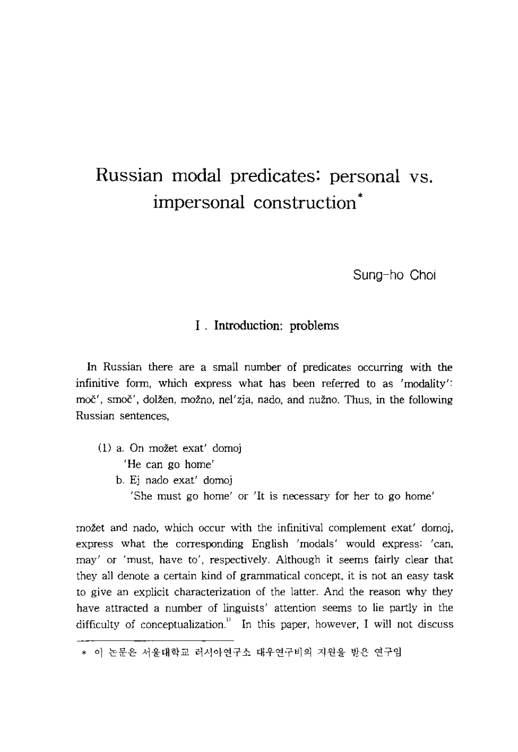# Russian modal predicates: personal vs. impersonal construction*

Sung-ho Choi

## I . Introduction: problems

In Russian there are a small number of predicates occurring with the infinitive form, which express what has been referred to as 'modality': moč', smoč', dolžen, možno, nel'zja, nado, and nužno. Thus, in the following Russian sentences,

(1) a. On možet exat' domoj
 'He can go home'
 b. Ej nado exat' domoj
 'She must go home' or 'It is necessary for her to go home'

možet and nado, which occur with the infinitival complement exat' domoj, express what the corresponding English 'modals' would express: 'can, may' or 'must, have to', respectively. Although it seems fairly clear that they all denote a certain kind of grammatical concept, it is not an easy task to give an explicit characterization of the latter. And the reason why they have attracted a number of linguists' attention seems to lie partly in the difficulty of conceptualization.[1] In this paper, however, I will not discuss

---

\* 이 논문은 서울대학교 러시아연구소 대우연구비의 지원을 받은 연구임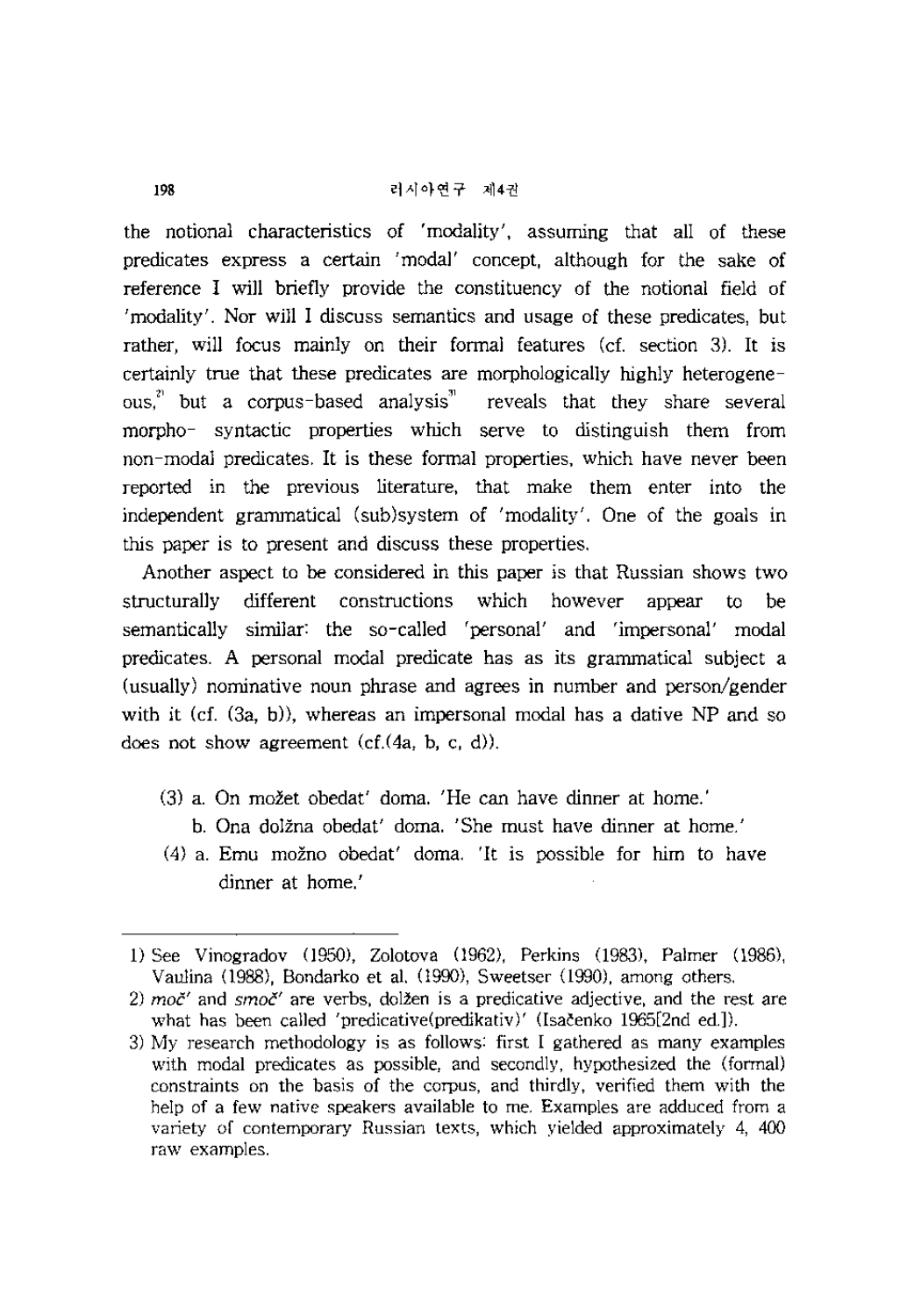the notional characteristics of 'modality', assuming that all of these predicates express a certain 'modal' concept, although for the sake of reference I will briefly provide the constituency of the notional field of 'modality'. Nor will I discuss semantics and usage of these predicates, but rather, will focus mainly on their formal features (cf. section 3). It is certainly true that these predicates are morphologically highly heterogeneous,[2] but a corpus-based analysis[3] reveals that they share several morpho- syntactic properties which serve to distinguish them from non-modal predicates. It is these formal properties, which have never been reported in the previous literature, that make them enter into the independent grammatical (sub)system of 'modality'. One of the goals in this paper is to present and discuss these properties.

Another aspect to be considered in this paper is that Russian shows two structurally different constructions which however appear to be semantically similar: the so-called 'personal' and 'impersonal' modal predicates. A personal modal predicate has as its grammatical subject a (usually) nominative noun phrase and agrees in number and person/gender with it (cf. (3a, b)), whereas an impersonal modal has a dative NP and so does not show agreement (cf.(4a, b, c, d)).

(3) a. On možet obedat' doma. 'He can have dinner at home.'
&nbsp;&nbsp;&nbsp;&nbsp;b. Ona dolžna obedat' doma. 'She must have dinner at home.'

(4) a. Emu možno obedat' doma. 'It is possible for him to have dinner at home.'

---

1) See Vinogradov (1950), Zolotova (1962), Perkins (1983), Palmer (1986), Vaulina (1988), Bondarko et al. (1990), Sweetser (1990), among others.

2) *moč'* and *smoč'* are verbs, dolžen is a predicative adjective, and the rest are what has been called 'predicative(predikativ)' (Isačenko 1965[2nd ed.]).

3) My research methodology is as follows: first I gathered as many examples with modal predicates as possible, and secondly, hypothesized the (formal) constraints on the basis of the corpus, and thirdly, verified them with the help of a few native speakers available to me. Examples are adduced from a variety of contemporary Russian texts, which yielded approximately 4, 400 raw examples.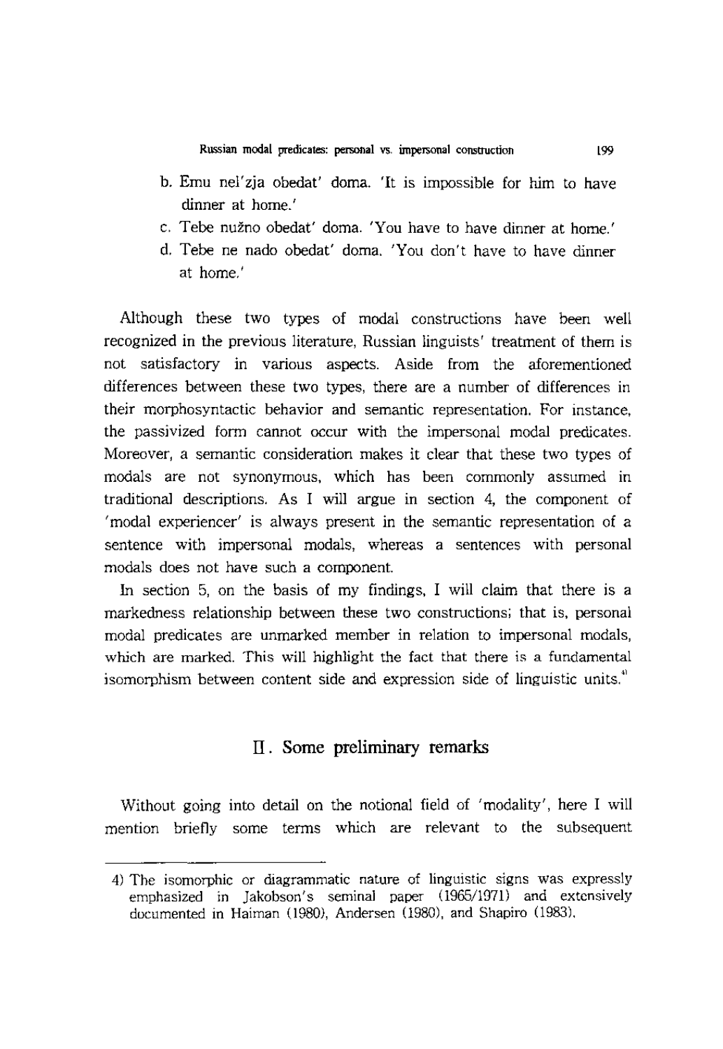b. Emu nel'zja obedat' doma. 'It is impossible for him to have dinner at home.'

c. Tebe nužno obedat' doma. 'You have to have dinner at home.'

d. Tebe ne nado obedat' doma. 'You don't have to have dinner at home.'

Although these two types of modal constructions have been well recognized in the previous literature, Russian linguists' treatment of them is not satisfactory in various aspects. Aside from the aforementioned differences between these two types, there are a number of differences in their morphosyntactic behavior and semantic representation. For instance, the passivized form cannot occur with the impersonal modal predicates. Moreover, a semantic consideration makes it clear that these two types of modals are not synonymous, which has been commonly assumed in traditional descriptions. As I will argue in section 4, the component of 'modal experiencer' is always present in the semantic representation of a sentence with impersonal modals, whereas a sentences with personal modals does not have such a component.

In section 5, on the basis of my findings, I will claim that there is a markedness relationship between these two constructions; that is, personal modal predicates are unmarked member in relation to impersonal modals, which are marked. This will highlight the fact that there is a fundamental isomorphism between content side and expression side of linguistic units.[4]

## II. Some preliminary remarks

Without going into detail on the notional field of 'modality', here I will mention briefly some terms which are relevant to the subsequent

---

4) The isomorphic or diagrammatic nature of linguistic signs was expressly emphasized in Jakobson's seminal paper (1965/1971) and extensively documented in Haiman (1980), Andersen (1980), and Shapiro (1983).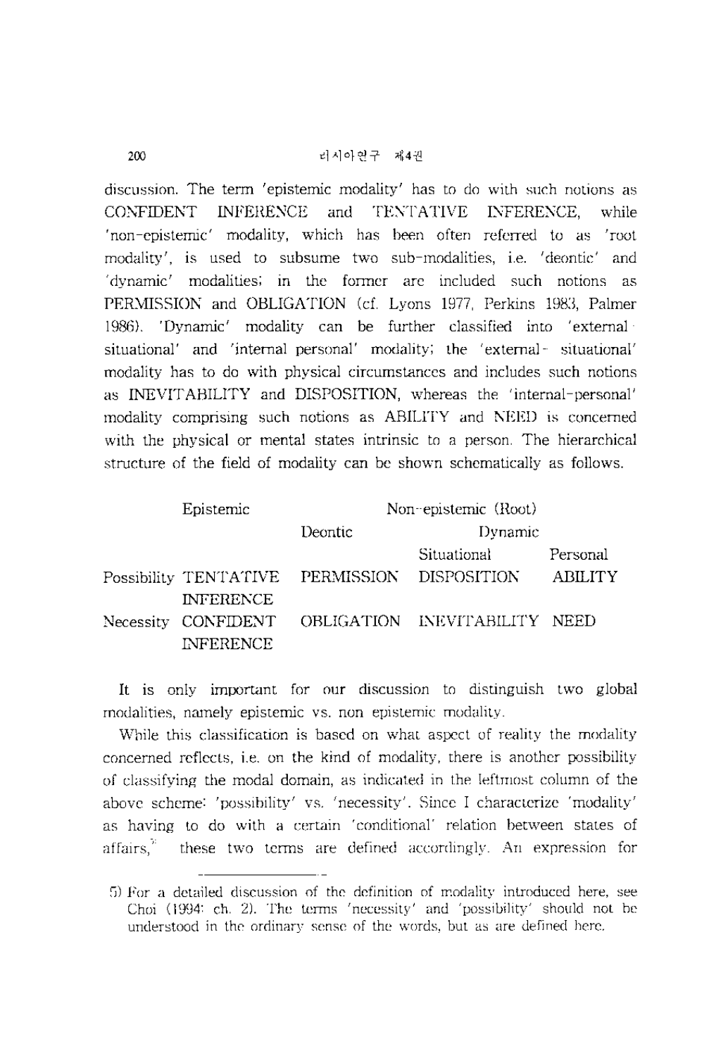discussion. The term 'epistemic modality' has to do with such notions as CONFIDENT INFERENCE and TENTATIVE INFERENCE, while 'non-epistemic' modality, which has been often referred to as 'root modality', is used to subsume two sub-modalities, i.e. 'deontic' and 'dynamic' modalities; in the former are included such notions as PERMISSION and OBLIGATION (cf. Lyons 1977, Perkins 1983, Palmer 1986). 'Dynamic' modality can be further classified into 'external-situational' and 'internal personal' modality; the 'external-situational' modality has to do with physical circumstances and includes such notions as INEVITABILITY and DISPOSITION, whereas the 'internal-personal' modality comprising such notions as ABILITY and NEED is concerned with the physical or mental states intrinsic to a person. The hierarchical structure of the field of modality can be shown schematically as follows.

| | Epistemic | Non-epistemic (Root) | | |
|---|---|---|---|---|
| | | Deontic | Dynamic | |
| | | | Situational | Personal |
| Possibility | TENTATIVE INFERENCE | PERMISSION | DISPOSITION | ABILITY |
| Necessity | CONFIDENT INFERENCE | OBLIGATION | INEVITABILITY | NEED |

It is only important for our discussion to distinguish two global modalities, namely epistemic vs. non epistemic modality.

While this classification is based on what aspect of reality the modality concerned reflects, i.e. on the kind of modality, there is another possibility of classifying the modal domain, as indicated in the leftmost column of the above scheme: 'possibility' vs. 'necessity'. Since I characterize 'modality' as having to do with a certain 'conditional' relation between states of affairs,[5] these two terms are defined accordingly. An expression for

5) For a detailed discussion of the definition of modality introduced here, see Choi (1994: ch. 2). The terms 'necessity' and 'possibility' should not be understood in the ordinary sense of the words, but as are defined here.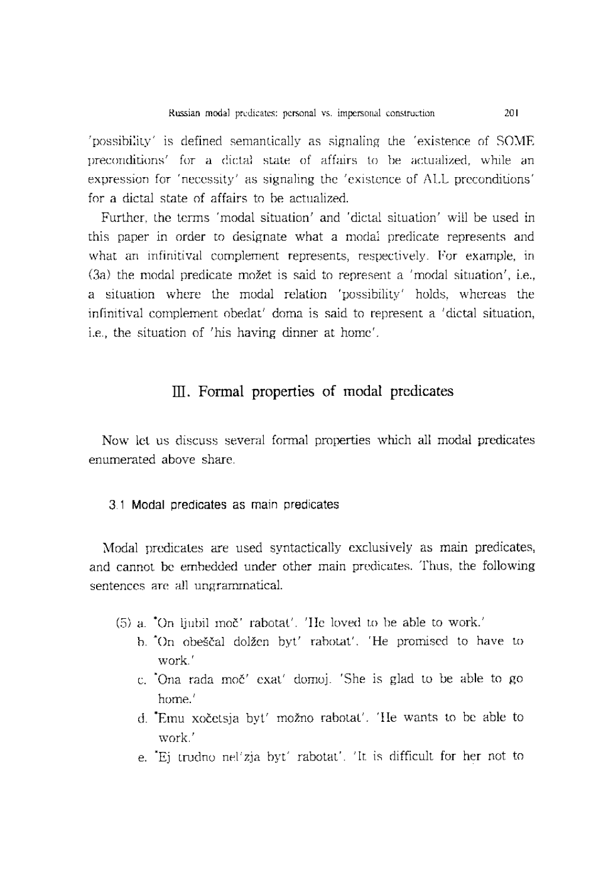'possibility' is defined semantically as signaling the 'existence of SOME preconditions' for a dictal state of affairs to be actualized, while an expression for 'necessity' as signaling the 'existence of ALL preconditions' for a dictal state of affairs to be actualized.

Further, the terms 'modal situation' and 'dictal situation' will be used in this paper in order to designate what a modal predicate represents and what an infinitival complement represents, respectively. For example, in (3a) the modal predicate možet is said to represent a 'modal situation', i.e., a situation where the modal relation 'possibility' holds, whereas the infinitival complement obedat' doma is said to represent a 'dictal situation, i.e., the situation of 'his having dinner at home'.

## III. Formal properties of modal predicates

Now let us discuss several formal properties which all modal predicates enumerated above share.

### 3.1 Modal predicates as main predicates

Modal predicates are used syntactically exclusively as main predicates, and cannot be embedded under other main predicates. Thus, the following sentences are all ungrammatical.

(5) a. *On ljubil moč' rabotat'. 'He loved to be able to work.'

b. *On obeščal dolžen byt' rabotat'. 'He promised to have to work.'

c. *Ona rada moč' exat' domoj. 'She is glad to be able to go home.'

d. *Emu xočetsja byt' možno rabotat'. 'He wants to be able to work.'

e. *Ej trudno nel'zja byt' rabotat'. 'It is difficult for her not to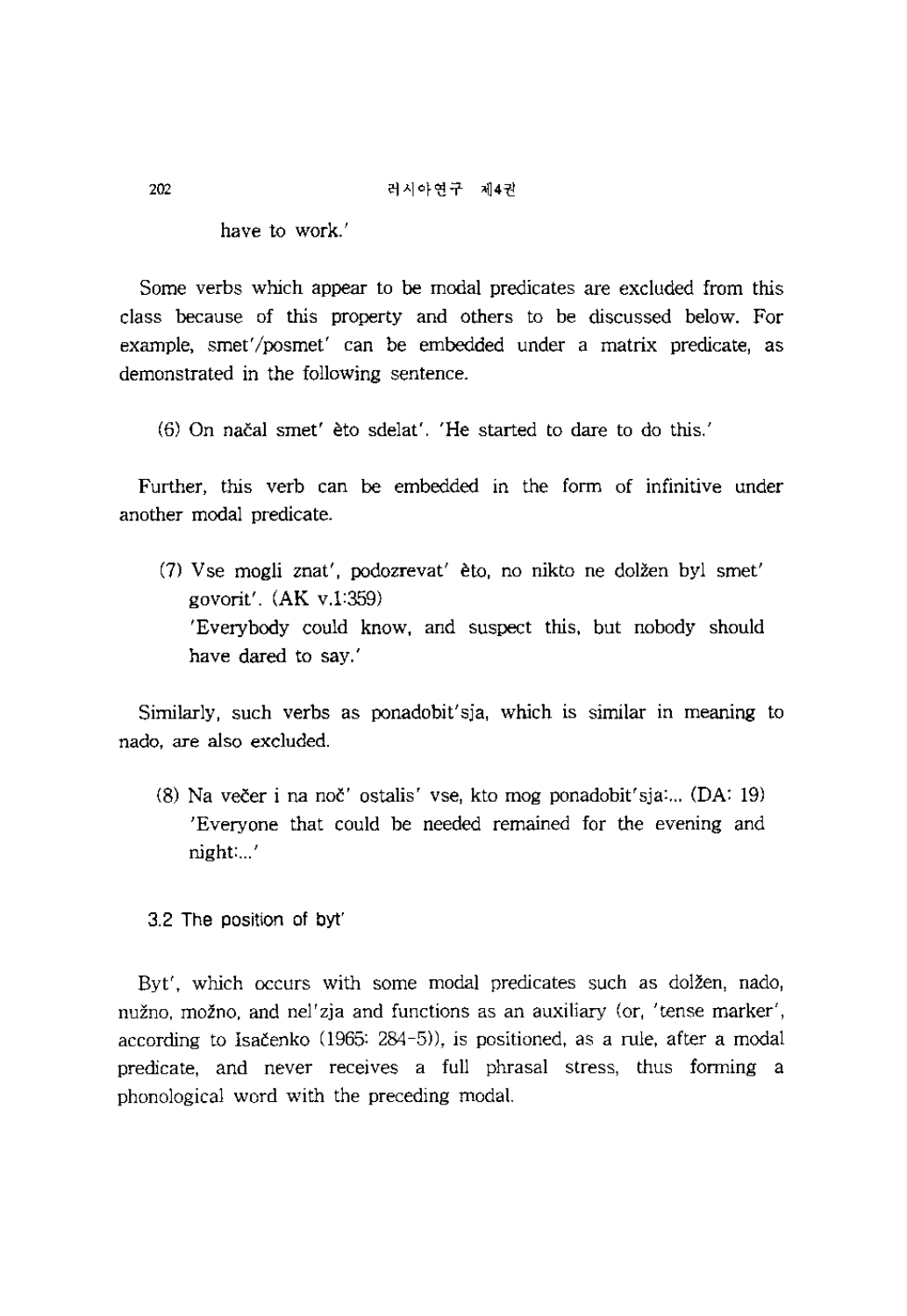have to work.'

Some verbs which appear to be modal predicates are excluded from this class because of this property and others to be discussed below. For example, smet'/posmet' can be embedded under a matrix predicate, as demonstrated in the following sentence.

> (6) On načal smet' èto sdelat'. 'He started to dare to do this.'

Further, this verb can be embedded in the form of infinitive under another modal predicate.

> (7) Vse mogli znat', podozrevat' èto, no nikto ne dolžen byl smet' govorit'. (AK v.1:359)
> 'Everybody could know, and suspect this, but nobody should have dared to say.'

Similarly, such verbs as ponadobit'sja, which is similar in meaning to nado, are also excluded.

> (8) Na večer i na noč' ostalis' vse, kto mog ponadobit'sja:... (DA: 19)
> 'Everyone that could be needed remained for the evening and night:...'

### 3.2 The position of byt'

Byt', which occurs with some modal predicates such as dolžen, nado, nužno, možno, and nel'zja and functions as an auxiliary (or, 'tense marker', according to Isačenko (1965: 284-5)), is positioned, as a rule, after a modal predicate, and never receives a full phrasal stress, thus forming a phonological word with the preceding modal.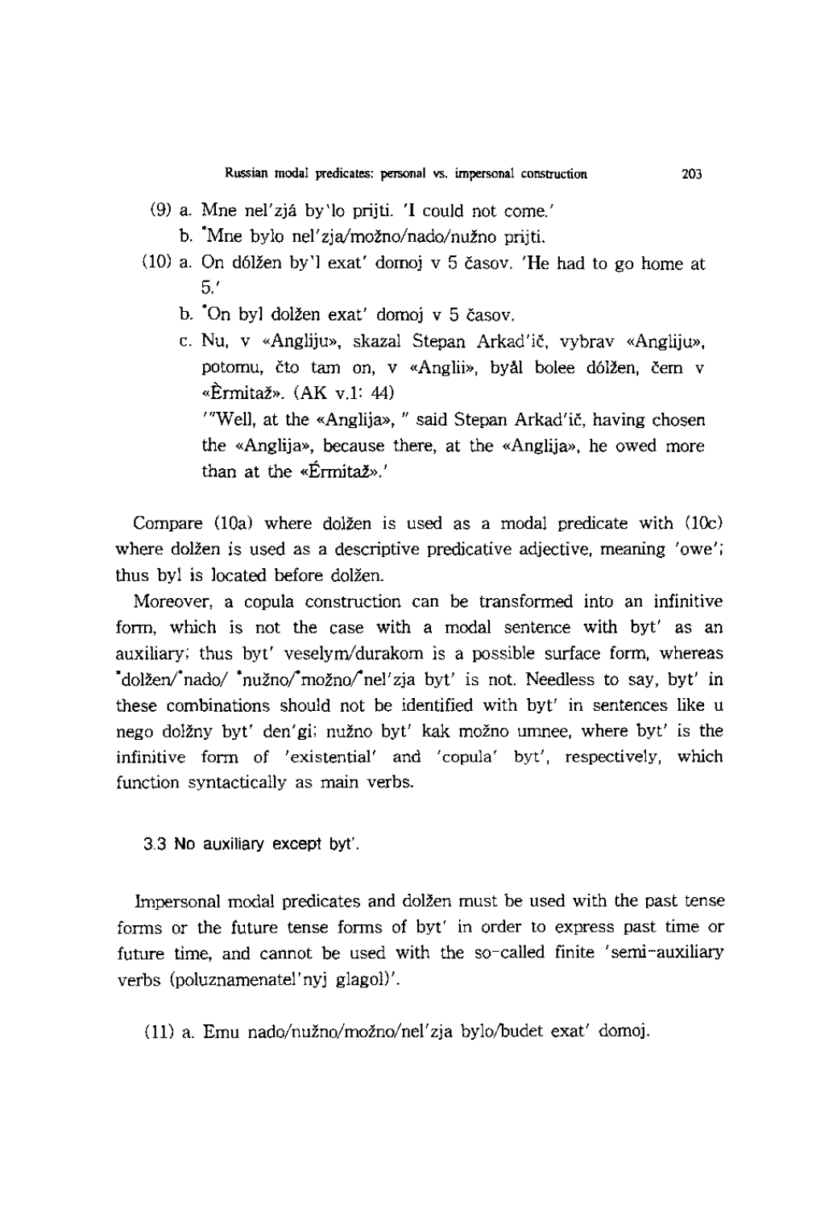(9) a. Mne nel'zjá by'lo prijti. 'I could not come.'

b. *Mne bylo nel'zja/možno/nado/nužno prijti.

(10) a. On dólžen by'l exat' domoj v 5 časov. 'He had to go home at 5.'

b. *On byl dolžen exat' domoj v 5 časov.

c. Nu, v «Angliju», skazal Stepan Arkad'ič, vybrav «Angliju», potomu, čto tam on, v «Anglii», byål bolee dólžen, čem v «Èrmitaž». (AK v.1: 44)

'"Well, at the «Anglija», " said Stepan Arkad'ič, having chosen the «Anglija», because there, at the «Anglija», he owed more than at the «Érmitaž».'

Compare (10a) where dolžen is used as a modal predicate with (10c) where dolžen is used as a descriptive predicative adjective, meaning 'owe'; thus byl is located before dolžen.

Moreover, a copula construction can be transformed into an infinitive form, which is not the case with a modal sentence with byt' as an auxiliary; thus byt' veselym/durakom is a possible surface form, whereas *dolžen/*nado/ *nužno/*možno/*nel'zja byt' is not. Needless to say, byt' in these combinations should not be identified with byt' in sentences like u nego dolžny byt' den'gi; nužno byt' kak možno umnee, where byt' is the infinitive form of 'existential' and 'copula' byt', respectively, which function syntactically as main verbs.

### 3.3 No auxiliary except byt'.

Impersonal modal predicates and dolžen must be used with the past tense forms or the future tense forms of byt' in order to express past time or future time, and cannot be used with the so-called finite 'semi-auxiliary verbs (poluznamenatel'nyj glagol)'.

(11) a. Emu nado/nužno/možno/nel'zja bylo/budet exat' domoj.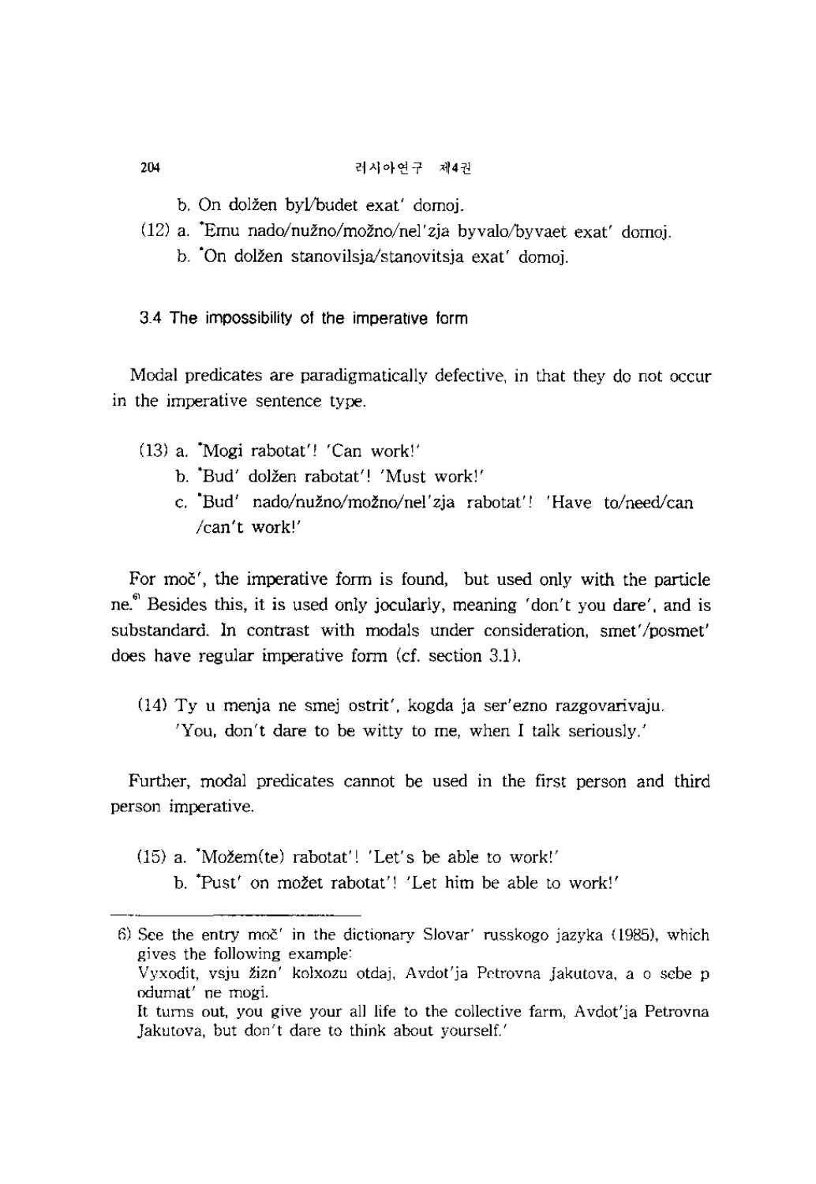b. On dolžen byl/budet exat' domoj.

(12) a. *Emu nado/nužno/možno/nel'zja byvalo/byvaet exat' domoj.

b. *On dolžen stanovilsja/stanovitsja exat' domoj.

### 3.4 The impossibility of the imperative form

Modal predicates are paradigmatically defective, in that they do not occur in the imperative sentence type.

(13) a. *Mogi rabotat'! 'Can work!'

b. *Bud' dolžen rabotat'! 'Must work!'

c. *Bud' nado/nužno/možno/nel'zja rabotat'! 'Have to/need/can /can't work!'

For moč', the imperative form is found, but used only with the particle ne.[6] Besides this, it is used only jocularly, meaning 'don't you dare', and is substandard. In contrast with modals under consideration, smet'/posmet' does have regular imperative form (cf. section 3.1).

(14) Ty u menja ne smej ostrit', kogda ja ser'ezno razgovarivaju.
'You, don't dare to be witty to me, when I talk seriously.'

Further, modal predicates cannot be used in the first person and third person imperative.

(15) a. *Možem(te) rabotat'! 'Let's be able to work!'

b. *Pust' on možet rabotat'! 'Let him be able to work!'

---

6) See the entry moč' in the dictionary Slovar' russkogo jazyka (1985), which gives the following example:
Vyxodit, vsju žizn' kolxozu otdaj, Avdot'ja Petrovna Jakutova, a o sebe p odumat' ne mogi.
It turns out, you give your all life to the collective farm, Avdot'ja Petrovna Jakutova, but don't dare to think about yourself.'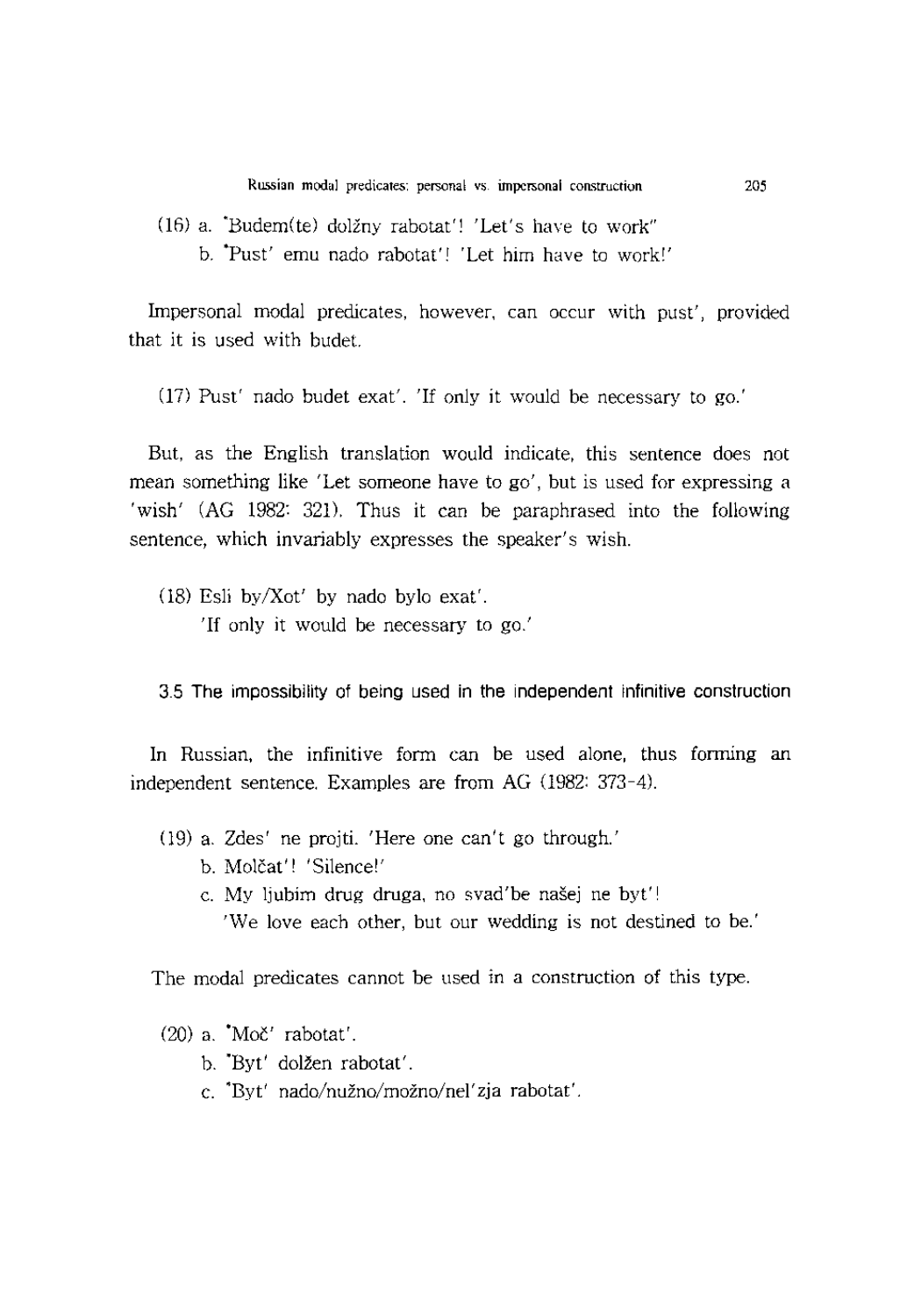(16) a. *Budem(te) dolžny rabotat'! 'Let's have to work"
   b. *Pust' emu nado rabotat'! 'Let him have to work!'

Impersonal modal predicates, however, can occur with pust', provided that it is used with budet.

(17) Pust' nado budet exat'. 'If only it would be necessary to go.'

But, as the English translation would indicate, this sentence does not mean something like 'Let someone have to go', but is used for expressing a 'wish' (AG 1982: 321). Thus it can be paraphrased into the following sentence, which invariably expresses the speaker's wish.

(18) Esli by/Xot' by nado bylo exat'.
   'If only it would be necessary to go.'

### 3.5 The impossibility of being used in the independent infinitive construction

In Russian, the infinitive form can be used alone, thus forming an independent sentence. Examples are from AG (1982: 373-4).

(19) a. Zdes' ne projti. 'Here one can't go through.'
   b. Molčat'! 'Silence!'
   c. My ljubim drug druga, no svad'be našej ne byt'!
      'We love each other, but our wedding is not destined to be.'

The modal predicates cannot be used in a construction of this type.

(20) a. *Moč' rabotat'.
   b. *Byt' dolžen rabotat'.
   c. *Byt' nado/nužno/možno/nel'zja rabotat'.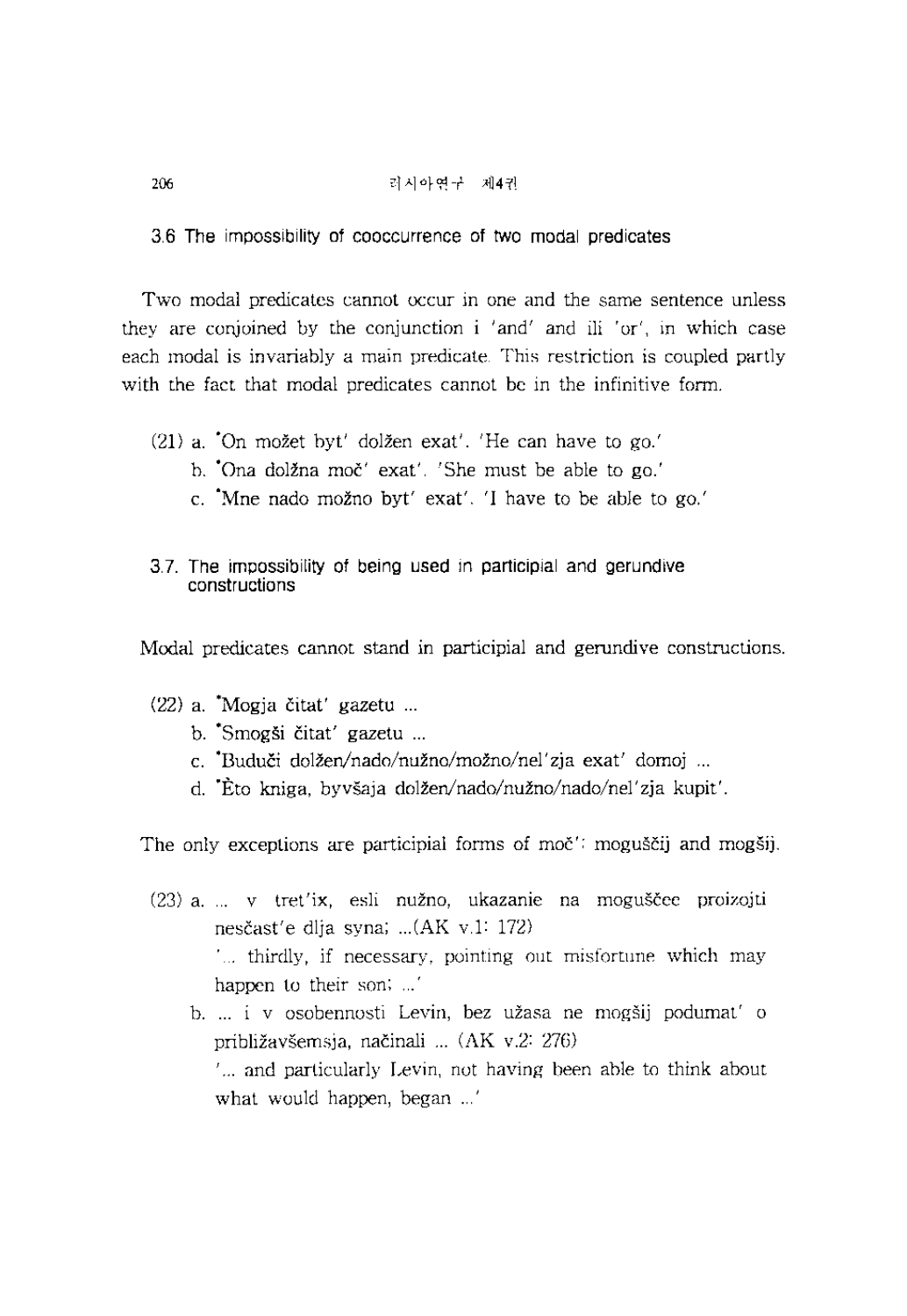### 3.6 The impossibility of cooccurrence of two modal predicates

Two modal predicates cannot occur in one and the same sentence unless they are conjoined by the conjunction i 'and' and ili 'or', in which case each modal is invariably a main predicate. This restriction is coupled partly with the fact that modal predicates cannot be in the infinitive form.

(21) a. *On možet byt' dolžen exat'. 'He can have to go.'
b. *Ona dolžna moč' exat'. 'She must be able to go.'
c. *Mne nado možno byt' exat'. 'I have to be able to go.'

### 3.7. The impossibility of being used in participial and gerundive constructions

Modal predicates cannot stand in participial and gerundive constructions.

(22) a. *Mogja čitat' gazetu ...
b. *Smogši čitat' gazetu ...
c. *Buduči dolžen/nado/nužno/možno/nel'zja exat' domoj ...
d. *Èto kniga, byvšaja dolžen/nado/nužno/nado/nel'zja kupit'.

The only exceptions are participial forms of moč': moguščij and mogšij.

(23) a. ... v tret'ix, esli nužno, ukazanie na moguščee proizojti nesčast'e dlja syna; ...(AK v.1: 172)
'... thirdly, if necessary, pointing out misfortune which may happen to their son; ...'
b. ... i v osobennosti Levin, bez užasa ne mogšij podumat' o približavšemsja, načinali ... (AK v.2: 276)
'... and particularly Levin, not having been able to think about what would happen, began ...'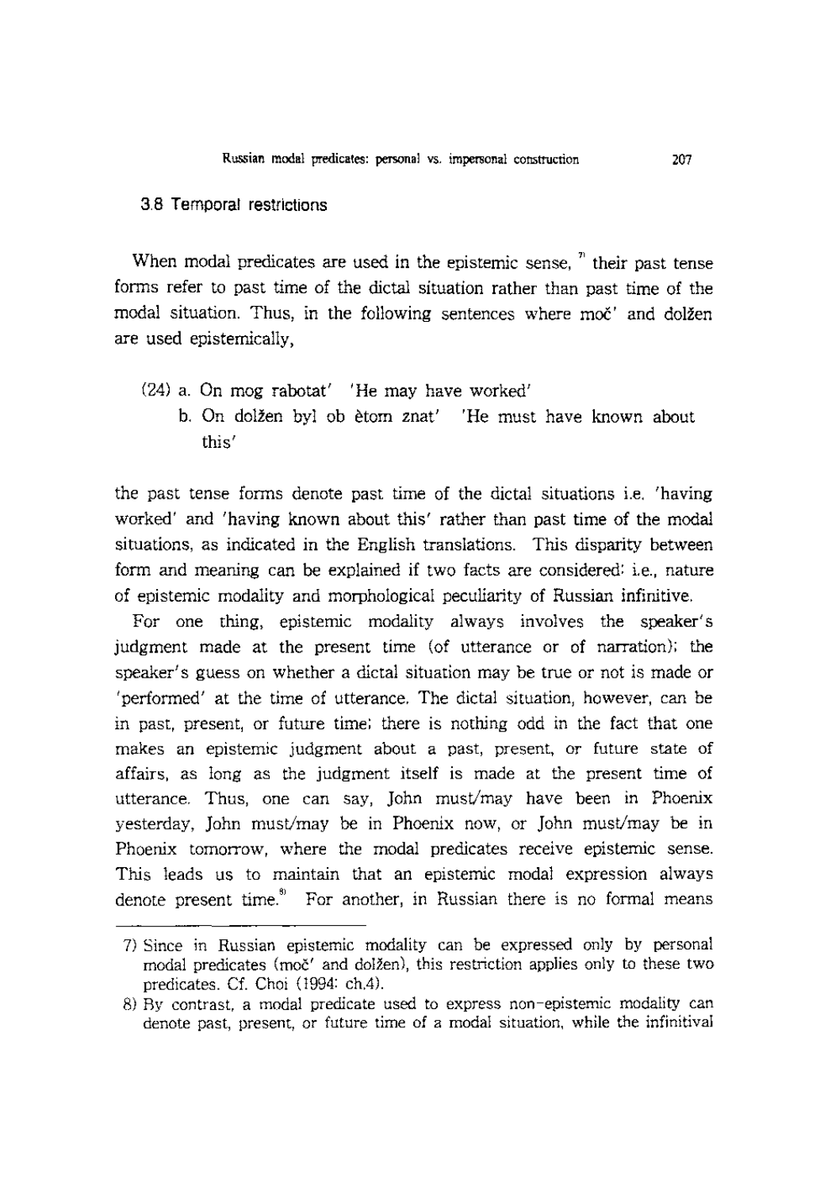### 3.8 Temporal restrictions

When modal predicates are used in the epistemic sense, [7] their past tense forms refer to past time of the dictal situation rather than past time of the modal situation. Thus, in the following sentences where moč' and dolžen are used epistemically,

(24) a. On mog rabotat' 'He may have worked'
     b. On dolžen byl ob ètom znat' 'He must have known about this'

the past tense forms denote past time of the dictal situations i.e. 'having worked' and 'having known about this' rather than past time of the modal situations, as indicated in the English translations. This disparity between form and meaning can be explained if two facts are considered; i.e., nature of epistemic modality and morphological peculiarity of Russian infinitive.

For one thing, epistemic modality always involves the speaker's judgment made at the present time (of utterance or of narration); the speaker's guess on whether a dictal situation may be true or not is made or 'performed' at the time of utterance. The dictal situation, however, can be in past, present, or future time; there is nothing odd in the fact that one makes an epistemic judgment about a past, present, or future state of affairs, as long as the judgment itself is made at the present time of utterance. Thus, one can say, John must/may have been in Phoenix yesterday, John must/may be in Phoenix now, or John must/may be in Phoenix tomorrow, where the modal predicates receive epistemic sense. This leads us to maintain that an epistemic modal expression always denote present time.[8] For another, in Russian there is no formal means

---

7) Since in Russian epistemic modality can be expressed only by personal modal predicates (moč' and dolžen), this restriction applies only to these two predicates. Cf. Choi (1994: ch.4).

8) By contrast, a modal predicate used to express non-epistemic modality can denote past, present, or future time of a modal situation, while the infinitival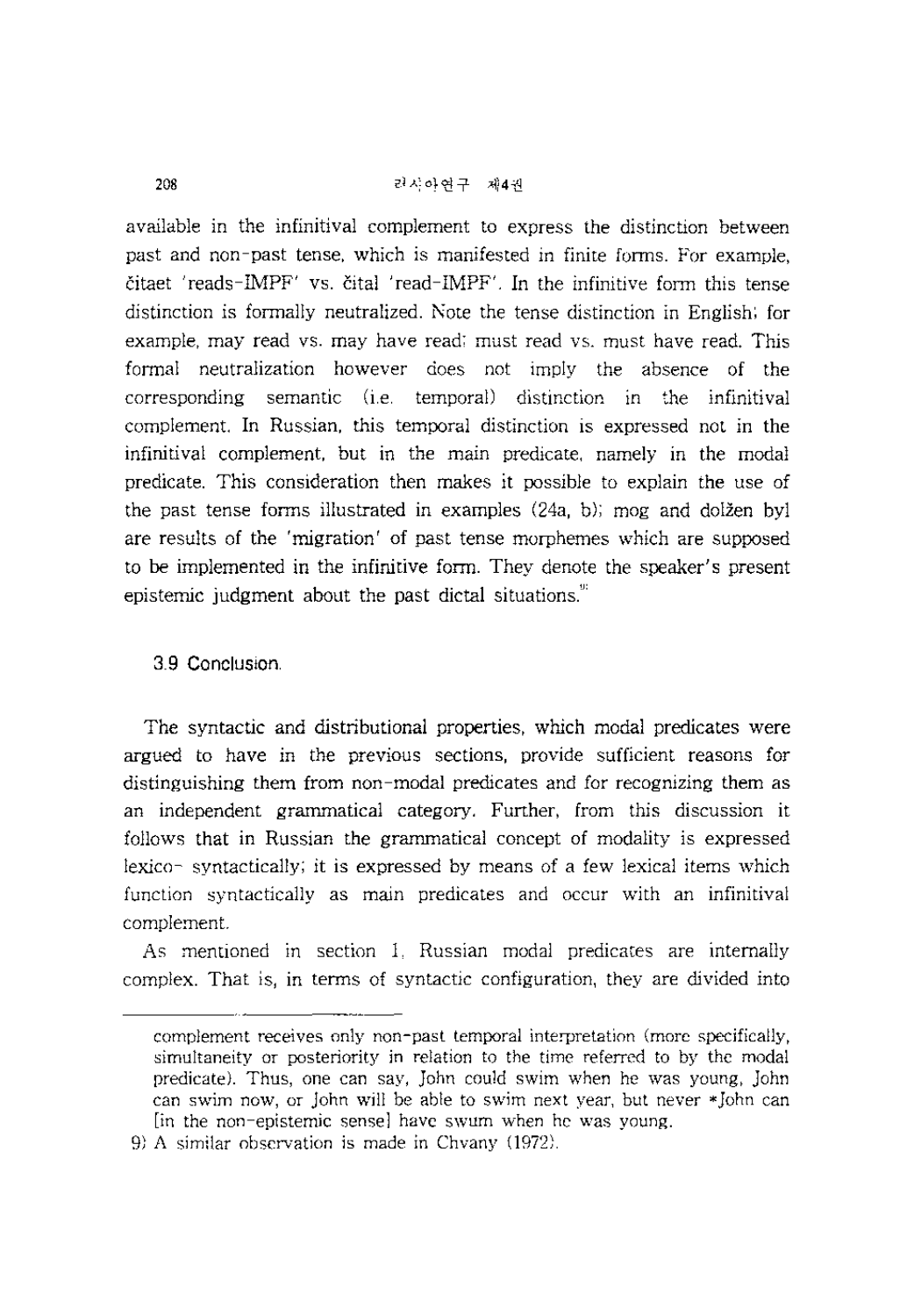available in the infinitival complement to express the distinction between past and non-past tense, which is manifested in finite forms. For example, čitaet 'reads-IMPF' vs. čital 'read-IMPF'. In the infinitive form this tense distinction is formally neutralized. Note the tense distinction in English; for example, may read vs. may have read; must read vs. must have read. This formal neutralization however does not imply the absence of the corresponding semantic (i.e. temporal) distinction in the infinitival complement. In Russian, this temporal distinction is expressed not in the infinitival complement, but in the main predicate, namely in the modal predicate. This consideration then makes it possible to explain the use of the past tense forms illustrated in examples (24a, b); mog and dolžen byl are results of the 'migration' of past tense morphemes which are supposed to be implemented in the infinitive form. They denote the speaker's present epistemic judgment about the past dictal situations.[9]

### 3.9 Conclusion.

The syntactic and distributional properties, which modal predicates were argued to have in the previous sections, provide sufficient reasons for distinguishing them from non-modal predicates and for recognizing them as an independent grammatical category. Further, from this discussion it follows that in Russian the grammatical concept of modality is expressed lexico- syntactically; it is expressed by means of a few lexical items which function syntactically as main predicates and occur with an infinitival complement.

As mentioned in section 1, Russian modal predicates are internally complex. That is, in terms of syntactic configuration, they are divided into

---

complement receives only non-past temporal interpretation (more specifically, simultaneity or posteriority in relation to the time referred to by the modal predicate). Thus, one can say, John could swim when he was young, John can swim now, or John will be able to swim next year, but never *John can [in the non-epistemic sense] have swum when he was young.

9) A similar observation is made in Chvany (1972).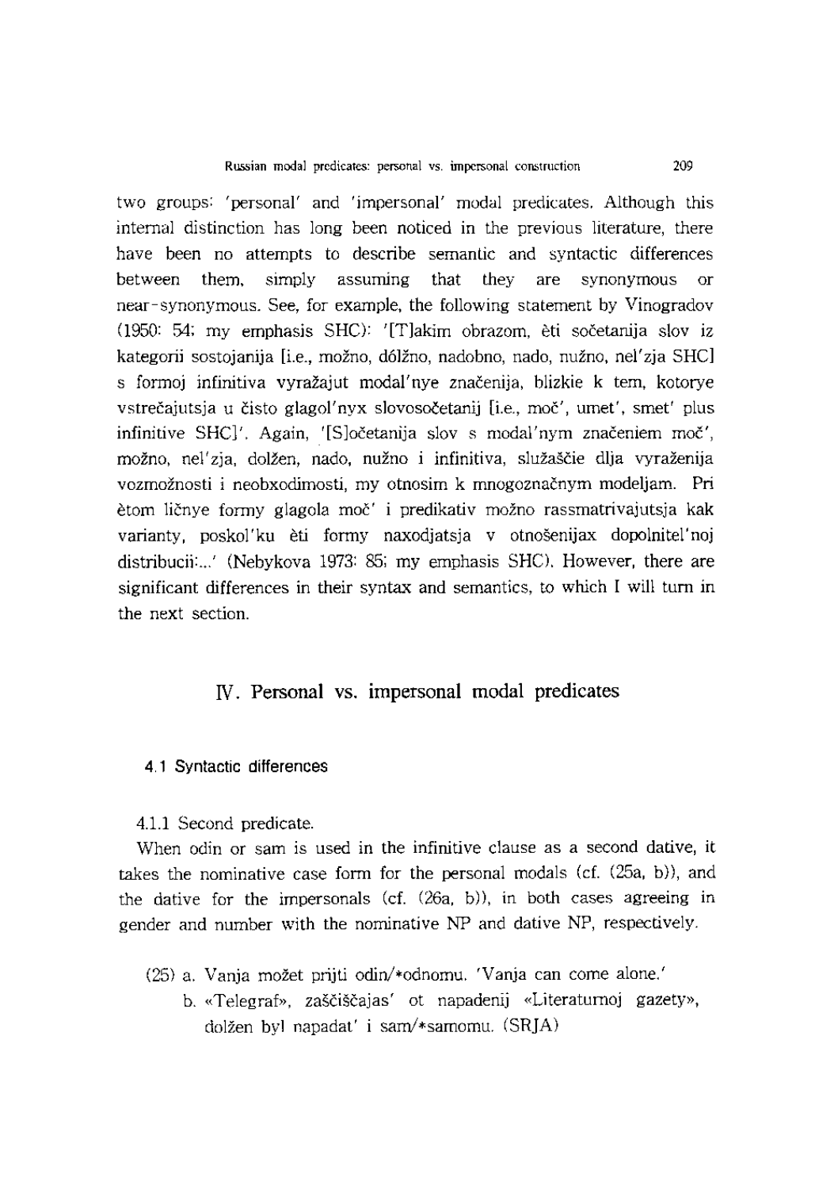two groups: 'personal' and 'impersonal' modal predicates. Although this internal distinction has long been noticed in the previous literature, there have been no attempts to describe semantic and syntactic differences between them, simply assuming that they are synonymous or near-synonymous. See, for example, the following statement by Vinogradov (1950: 54; my emphasis SHC): '[T]akim obrazom, èti sočetanija slov iz kategorii sostojanija [i.e., možno, dólžno, nadobno, nado, nužno, nel'zja SHC] s formoj infinitiva vyražajut modal'nye značenija, blizkie k tem, kotorye vstrečajutsja u čisto glagol'nyx slovosočetanij [i.e., moč', umet', smet' plus infinitive SHC]'. Again, '[S]očetanija slov s modal'nym značeniem moč', možno, nel'zja, dolžen, nado, nužno i infinitiva, služaščie dlja vyraženija vozmožnosti i neobxodimosti, my otnosim k mnogoznačnym modeljam. Pri ètom ličnye formy glagola moč' i predikativ možno rassmatrivajutsja kak varianty, poskol'ku èti formy naxodjatsja v otnošenijax dopolnitel'noj distribucii:...' (Nebykova 1973: 85; my emphasis SHC). However, there are significant differences in their syntax and semantics, to which I will turn in the next section.

## IV. Personal vs. impersonal modal predicates

### 4.1 Syntactic differences

4.1.1 Second predicate.

When odin or sam is used in the infinitive clause as a second dative, it takes the nominative case form for the personal modals (cf. (25a, b)), and the dative for the impersonals (cf. (26a, b)), in both cases agreeing in gender and number with the nominative NP and dative NP, respectively.

(25) a. Vanja možet prijti odin/*odnomu. 'Vanja can come alone.'

b. «Telegraf», zaščiščajas' ot napadenij «Literaturnoj gazety», dolžen byl napadat' i sam/*samomu. (SRJA)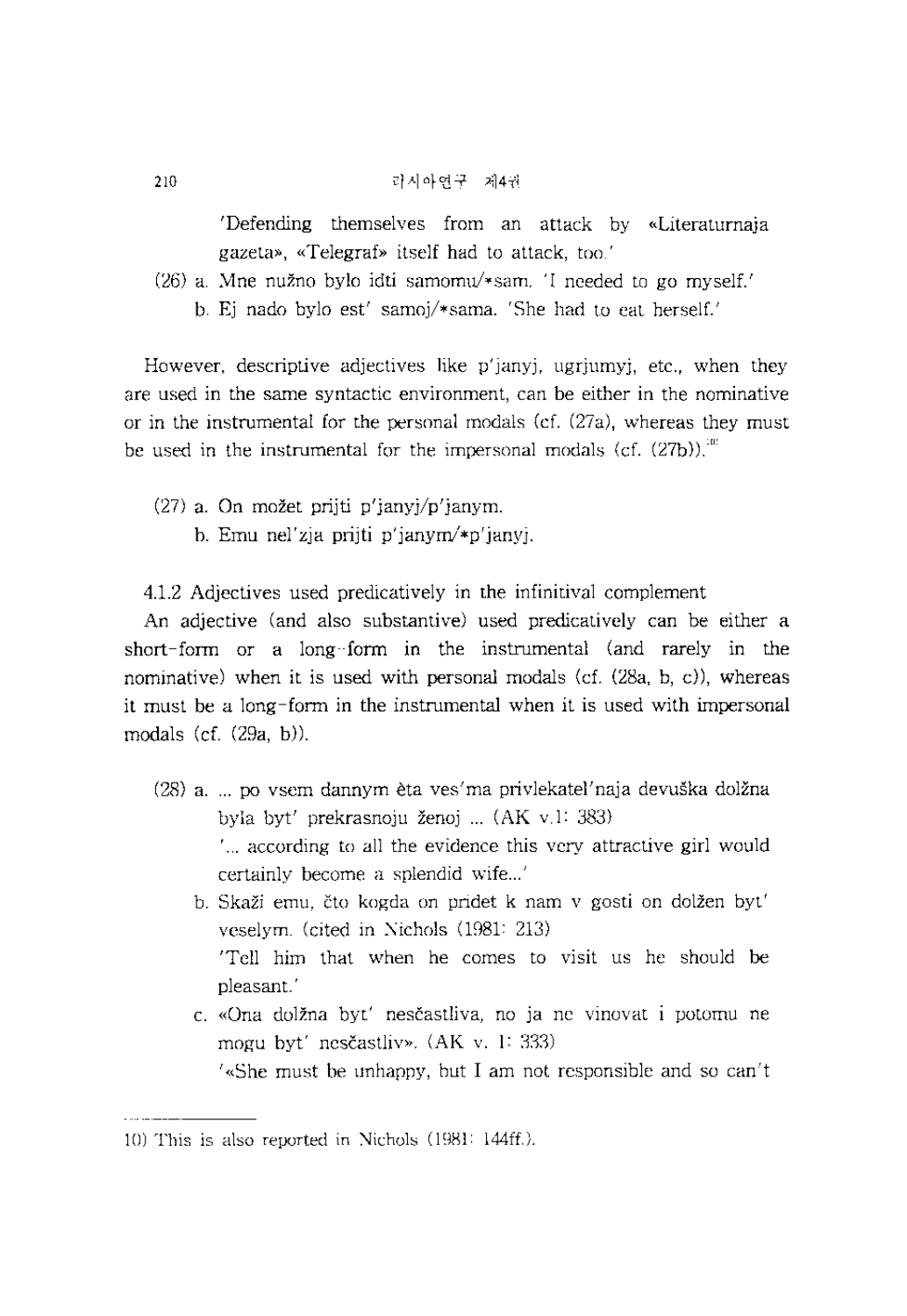'Defending themselves from an attack by «Literaturnaja gazeta», «Telegraf» itself had to attack, too.'

(26) a. Mne nužno bylo idti samomu/*sam. 'I needed to go myself.'

b. Ej nado bylo est' samoj/*sama. 'She had to eat herself.'

However, descriptive adjectives like p'janyj, ugrjumyj, etc., when they are used in the same syntactic environment, can be either in the nominative or in the instrumental for the personal modals (cf. (27a), whereas they must be used in the instrumental for the impersonal modals (cf. (27b)).[10]

(27) a. On možet prijti p'janyj/p'janym.

b. Emu nel'zja prijti p'janym/*p'janyj.

4.1.2 Adjectives used predicatively in the infinitival complement

An adjective (and also substantive) used predicatively can be either a short-form or a long-form in the instrumental (and rarely in the nominative) when it is used with personal modals (cf. (28a, b, c)), whereas it must be a long-form in the instrumental when it is used with impersonal modals (cf. (29a, b)).

(28) a. ... po vsem dannym èta ves'ma privlekatel'naja devuška dolžna byla byt' prekrasnoju ženoj ... (AK v.1: 383)

'... according to all the evidence this very attractive girl would certainly become a splendid wife...'

b. Skaži emu, čto kogda on pridet k nam v gosti on dolžen byt' veselym. (cited in Nichols (1981: 213)

'Tell him that when he comes to visit us he should be pleasant.'

c. «Ona dolžna byt' nesčastliva, no ja ne vinovat i potomu ne mogu byt' nesčastliv». (AK v. 1: 333)

'«She must be unhappy, but I am not responsible and so can't

---

10) This is also reported in Nichols (1981: 144ff.).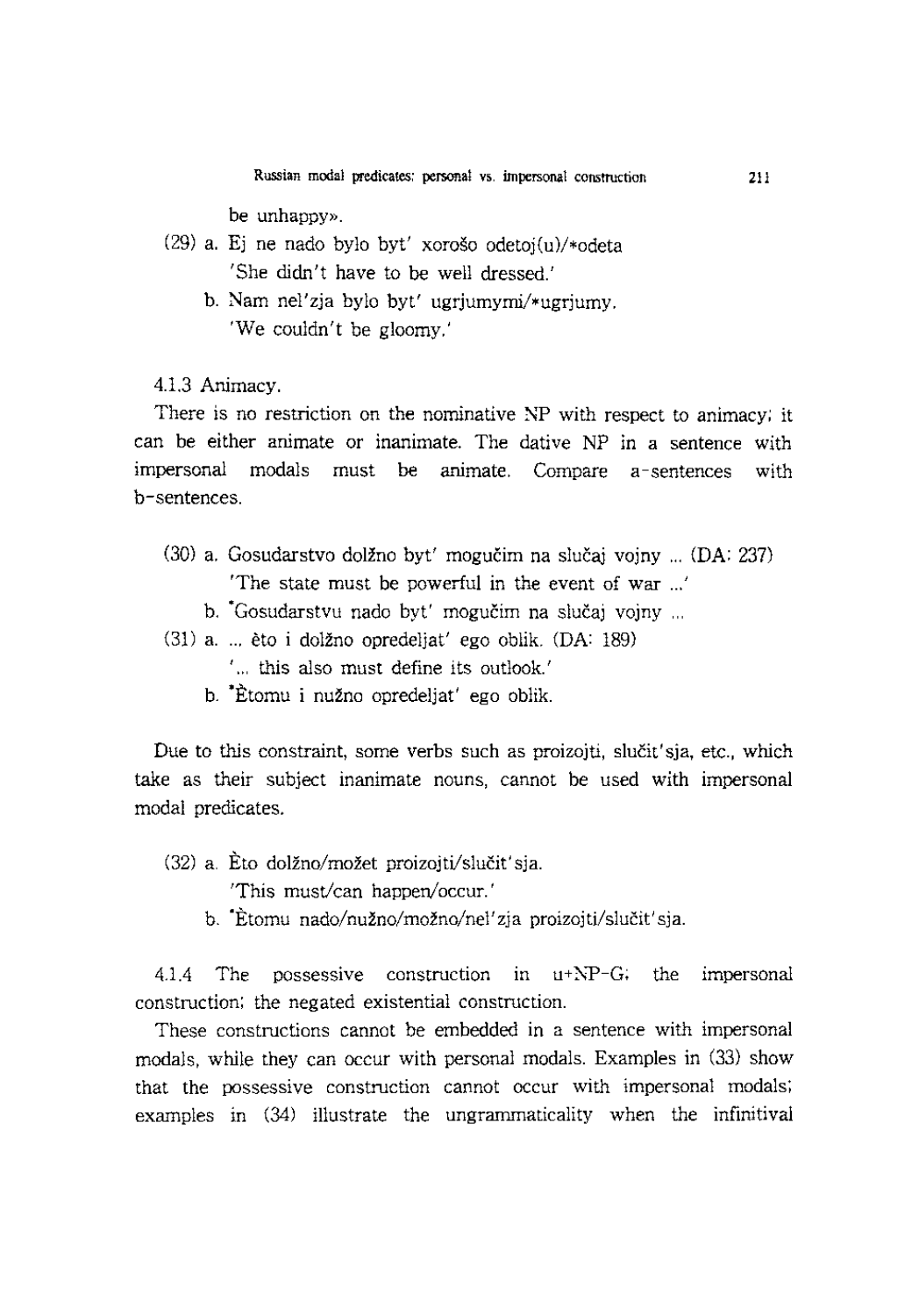be unhappy».

(29) a. Ej ne nado bylo byt' xorošo odetoj(u)/*odeta
'She didn't have to be well dressed.'

b. Nam nel'zja bylo byt' ugrjumymi/*ugrjumy.
'We couldn't be gloomy.'

4.1.3 Animacy.

There is no restriction on the nominative NP with respect to animacy; it can be either animate or inanimate. The dative NP in a sentence with impersonal modals must be animate. Compare a-sentences with b-sentences.

(30) a. Gosudarstvo dolžno byt' mogučim na slučaj vojny ... (DA: 237)
'The state must be powerful in the event of war ...'

b. *Gosudarstvu nado byt' mogučim na slučaj vojny ...

(31) a. ... èto i dolžno opredeljat' ego oblik. (DA: 189)
'... this also must define its outlook.'

b. *Ètomu i nužno opredeljat' ego oblik.

Due to this constraint, some verbs such as proizojti, slučit'sja, etc., which take as their subject inanimate nouns, cannot be used with impersonal modal predicates.

(32) a. Èto dolžno/možet proizojti/slučit'sja.
'This must/can happen/occur.'

b. *Ètomu nado/nužno/možno/nel'zja proizojti/slučit'sja.

4.1.4 The possessive construction in u+NP-G; the impersonal construction; the negated existential construction.

These constructions cannot be embedded in a sentence with impersonal modals, while they can occur with personal modals. Examples in (33) show that the possessive construction cannot occur with impersonal modals; examples in (34) illustrate the ungrammaticality when the infinitival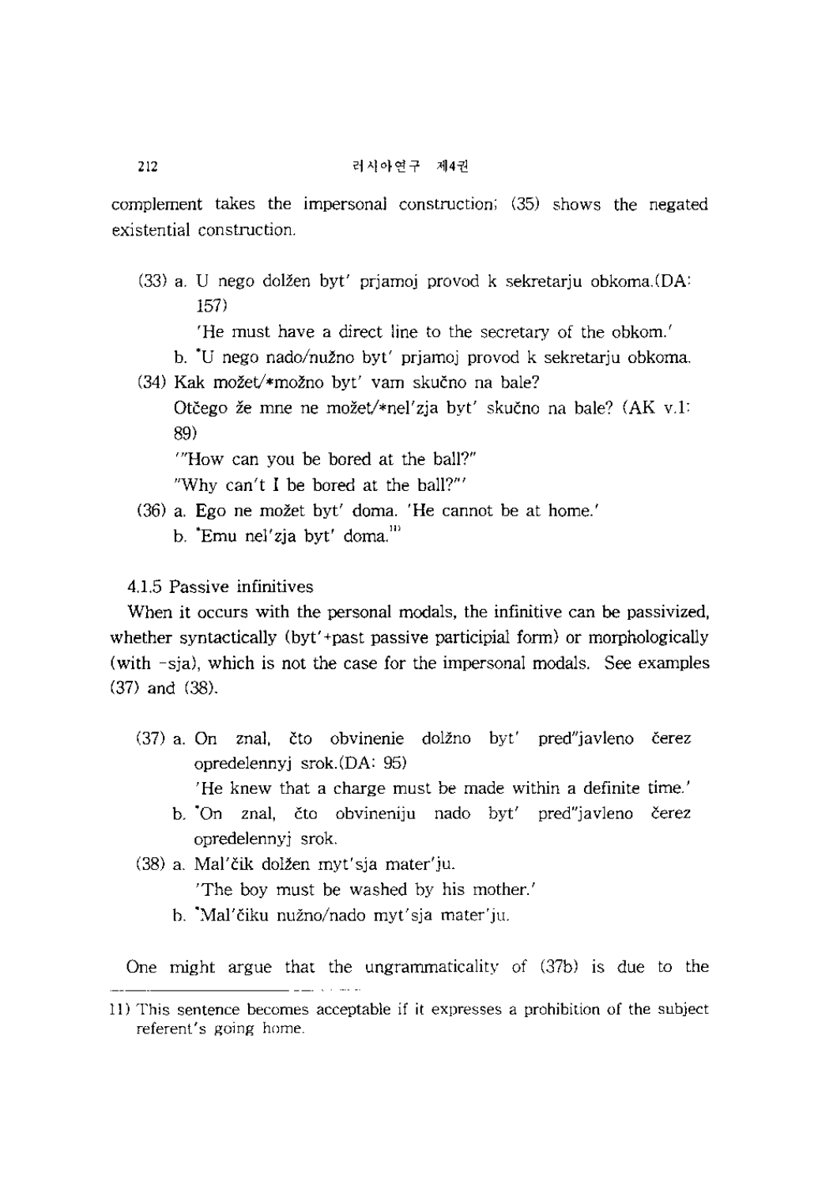complement takes the impersonal construction; (35) shows the negated existential construction.

(33) a. U nego dolžen byt' prjamoj provod k sekretarju obkoma.(DA: 157)

'He must have a direct line to the secretary of the obkom.'

b. *U nego nado/nužno byt' prjamoj provod k sekretarju obkoma.

(34) Kak možet/*možno byt' vam skučno na bale?

Otčego že mne ne možet/*nel'zja byt' skučno na bale? (AK v.1: 89)

'"How can you be bored at the ball?"

"Why can't I be bored at the ball?"'

(36) a. Ego ne možet byt' doma. 'He cannot be at home.'

b. *Emu nel'zja byt' doma.[11]

4.1.5 Passive infinitives

When it occurs with the personal modals, the infinitive can be passivized, whether syntactically (byt'+past passive participial form) or morphologically (with -sja), which is not the case for the impersonal modals. See examples (37) and (38).

(37) a. On znal, čto obvinenie dolžno byt' pred"javleno čerez opredelennyj srok.(DA: 95)

'He knew that a charge must be made within a definite time.'

b. *On znal, čto obvineniju nado byt' pred"javleno čerez opredelennyj srok.

(38) a. Mal'čik dolžen myt'sja mater'ju.

'The boy must be washed by his mother.'

b. *Mal'čiku nužno/nado myt'sja mater'ju.

One might argue that the ungrammaticality of (37b) is due to the

11) This sentence becomes acceptable if it expresses a prohibition of the subject referent's going home.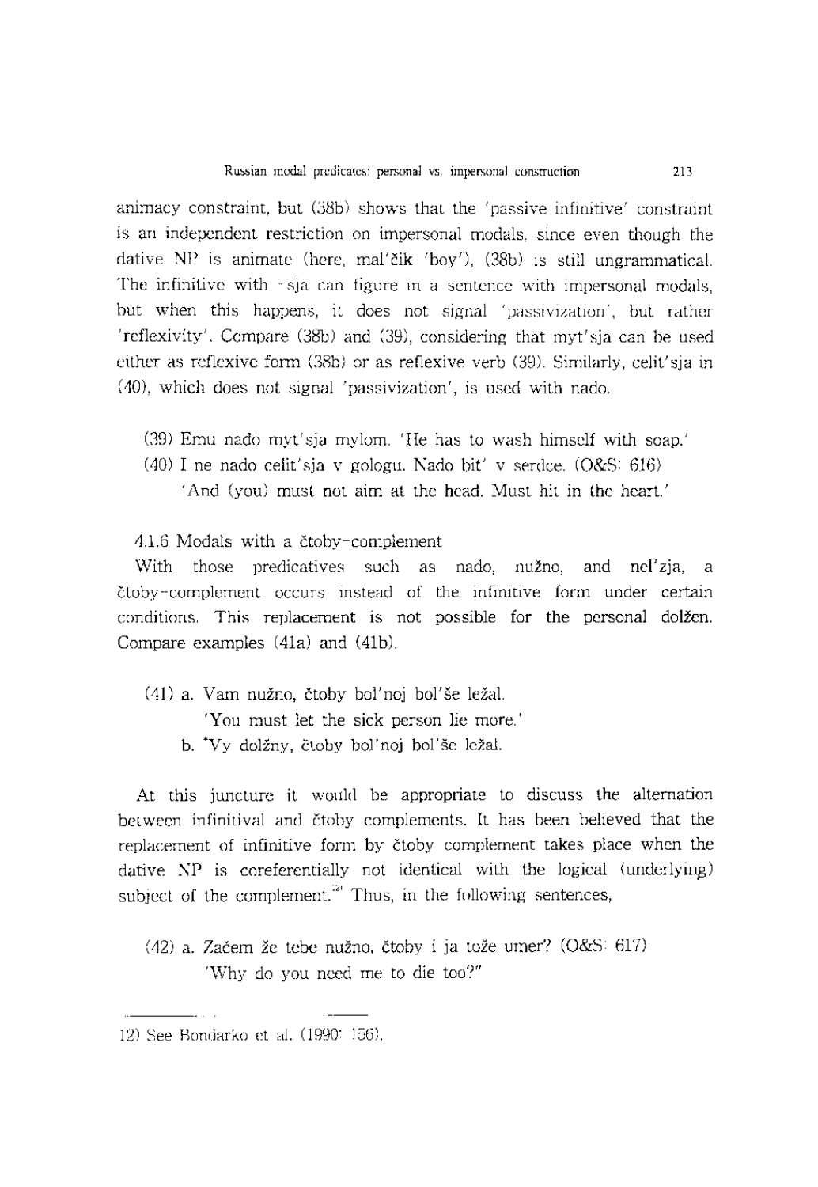animacy constraint, but (38b) shows that the 'passive infinitive' constraint is an independent restriction on impersonal modals, since even though the dative NP is animate (here, mal'čik 'boy'), (38b) is still ungrammatical. The infinitive with -sja can figure in a sentence with impersonal modals, but when this happens, it does not signal 'passivization', but rather 'reflexivity'. Compare (38b) and (39), considering that myt'sja can be used either as reflexive form (38b) or as reflexive verb (39). Similarly, celit'sja in (40), which does not signal 'passivization', is used with nado.

(39) Emu nado myt'sja mylom. 'He has to wash himself with soap.'

(40) I ne nado celit'sja v gologu. Nado bit' v serdce. (O&S: 616)
'And (you) must not aim at the head. Must hit in the heart.'

### 4.1.6 Modals with a čtoby-complement

With those predicatives such as nado, nužno, and nel'zja, a čtoby-complement occurs instead of the infinitive form under certain conditions. This replacement is not possible for the personal dolžen. Compare examples (41a) and (41b).

(41) a. Vam nužno, čtoby bol'noj bol'še ležal.
'You must let the sick person lie more.'

b. *Vy dolžny, čtoby bol'noj bol'še ležal.

At this juncture it would be appropriate to discuss the alternation between infinitival and čtoby complements. It has been believed that the replacement of infinitive form by čtoby complement takes place when the dative NP is coreferentially not identical with the logical (underlying) subject of the complement.[12] Thus, in the following sentences,

(42) a. Začem že tebe nužno, čtoby i ja tože umer? (O&S: 617)
'Why do you need me to die too?"

12) See Bondarko et al. (1990: 156).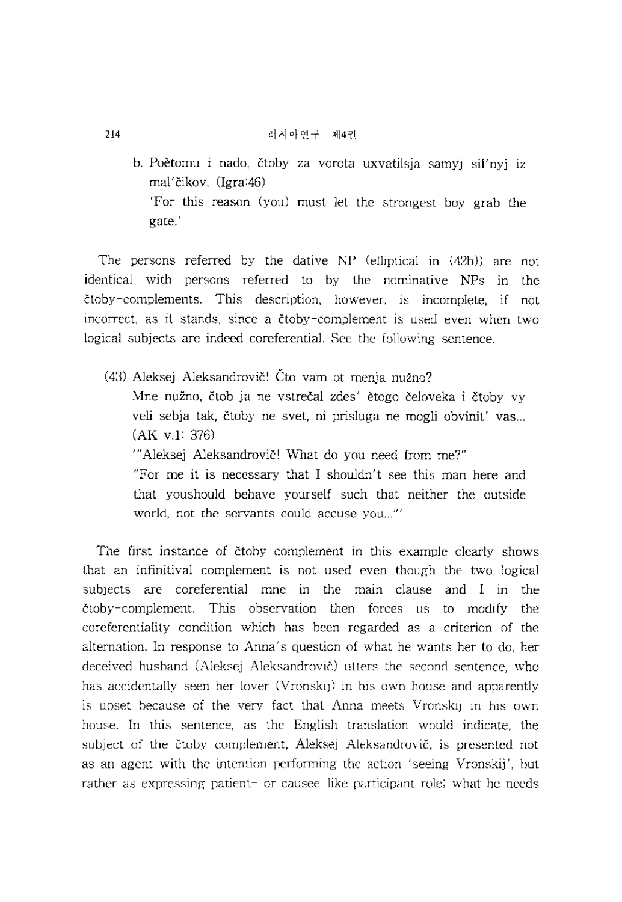b. Poètomu i nado, čtoby za vorota uxvatilsja samyj sil'nyj iz mal'čikov. (Igra:46)

'For this reason (you) must let the strongest boy grab the gate.'

The persons referred by the dative NP (elliptical in (42b)) are not identical with persons referred to by the nominative NPs in the čtoby-complements. This description, however, is incomplete, if not incorrect, as it stands, since a čtoby-complement is used even when two logical subjects are indeed coreferential. See the following sentence.

(43) Aleksej Aleksandrovič! Čto vam ot menja nužno?

Mne nužno, čtob ja ne vstrečal zdes' ètogo čeloveka i čtoby vy veli sebja tak, čtoby ne svet, ni prisluga ne mogli obvinit' vas... (AK v.1: 376)

'"Aleksej Aleksandrovič! What do you need from me?"

"For me it is necessary that I shouldn't see this man here and that youshould behave yourself such that neither the outside world, not the servants could accuse you..."'

The first instance of čtoby complement in this example clearly shows that an infinitival complement is not used even though the two logical subjects are coreferential mne in the main clause and I in the čtoby-complement. This observation then forces us to modify the coreferentiality condition which has been regarded as a criterion of the alternation. In response to Anna's question of what he wants her to do, her deceived husband (Aleksej Aleksandrovič) utters the second sentence, who has accidentally seen her lover (Vronskij) in his own house and apparently is upset because of the very fact that Anna meets Vronskij in his own house. In this sentence, as the English translation would indicate, the subject of the čtoby complement, Aleksej Aleksandrovič, is presented not as an agent with the intention performing the action 'seeing Vronskij', but rather as expressing patient- or causee like participant role; what he needs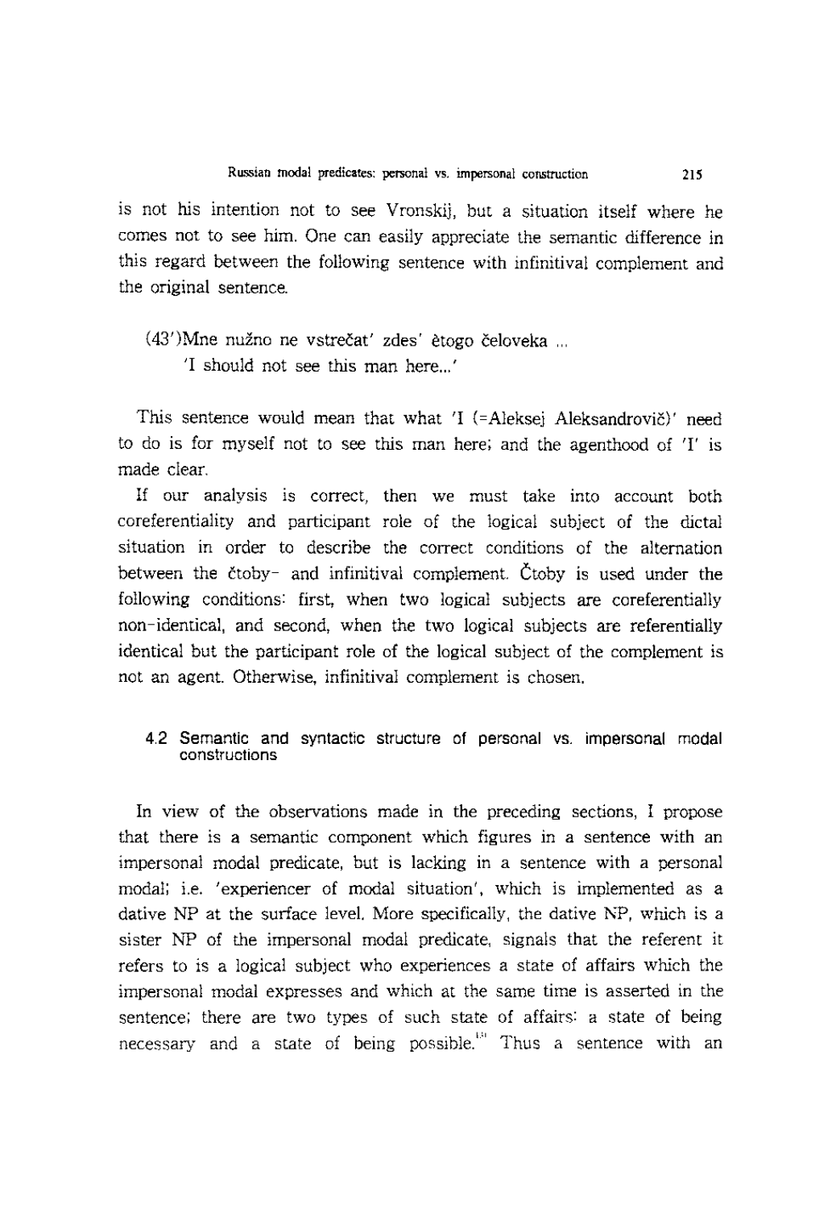is not his intention not to see Vronskij, but a situation itself where he comes not to see him. One can easily appreciate the semantic difference in this regard between the following sentence with infinitival complement and the original sentence.

(43')Mne nužno ne vstrečat' zdes' ètogo čeloveka ...
'I should not see this man here...'

This sentence would mean that what 'I (=Aleksej Aleksandrovič)' need to do is for myself not to see this man here; and the agenthood of 'I' is made clear.

If our analysis is correct, then we must take into account both coreferentiality and participant role of the logical subject of the dictal situation in order to describe the correct conditions of the alternation between the čtoby- and infinitival complement. Čtoby is used under the following conditions: first, when two logical subjects are coreferentially non-identical, and second, when the two logical subjects are referentially identical but the participant role of the logical subject of the complement is not an agent. Otherwise, infinitival complement is chosen.

### 4.2 Semantic and syntactic structure of personal vs. impersonal modal constructions

In view of the observations made in the preceding sections, I propose that there is a semantic component which figures in a sentence with an impersonal modal predicate, but is lacking in a sentence with a personal modal; i.e. 'experiencer of modal situation', which is implemented as a dative NP at the surface level. More specifically, the dative NP, which is a sister NP of the impersonal modal predicate, signals that the referent it refers to is a logical subject who experiences a state of affairs which the impersonal modal expresses and which at the same time is asserted in the sentence; there are two types of such state of affairs: a state of being necessary and a state of being possible.[13] Thus a sentence with an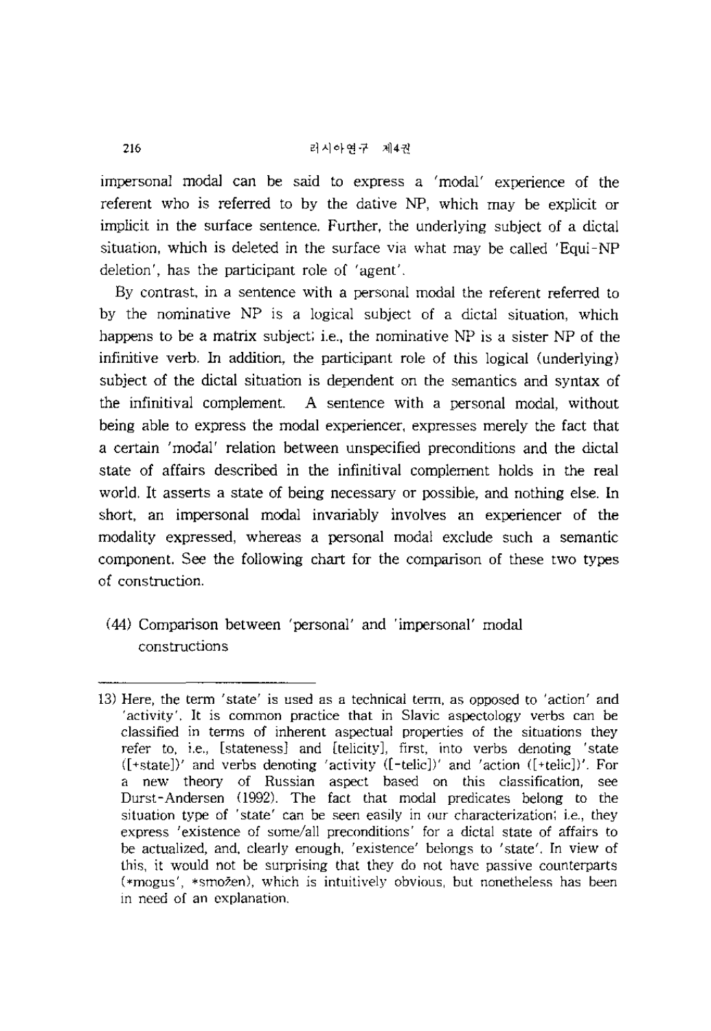impersonal modal can be said to express a 'modal' experience of the referent who is referred to by the dative NP, which may be explicit or implicit in the surface sentence. Further, the underlying subject of a dictal situation, which is deleted in the surface via what may be called 'Equi-NP deletion', has the participant role of 'agent'.

By contrast, in a sentence with a personal modal the referent referred to by the nominative NP is a logical subject of a dictal situation, which happens to be a matrix subject; i.e., the nominative NP is a sister NP of the infinitive verb. In addition, the participant role of this logical (underlying) subject of the dictal situation is dependent on the semantics and syntax of the infinitival complement. A sentence with a personal modal, without being able to express the modal experiencer, expresses merely the fact that a certain 'modal' relation between unspecified preconditions and the dictal state of affairs described in the infinitival complement holds in the real world. It asserts a state of being necessary or possible, and nothing else. In short, an impersonal modal invariably involves an experiencer of the modality expressed, whereas a personal modal exclude such a semantic component. See the following chart for the comparison of these two types of construction.

(44) Comparison between 'personal' and 'impersonal' modal constructions

---

13) Here, the term 'state' is used as a technical term, as opposed to 'action' and 'activity'. It is common practice that in Slavic aspectology verbs can be classified in terms of inherent aspectual properties of the situations they refer to, i.e., [stateness] and [telicity], first, into verbs denoting 'state ([+state])' and verbs denoting 'activity ([-telic])' and 'action ([+telic])'. For a new theory of Russian aspect based on this classification, see Durst-Andersen (1992). The fact that modal predicates belong to the situation type of 'state' can be seen easily in our characterization; i.e., they express 'existence of some/all preconditions' for a dictal state of affairs to be actualized, and, clearly enough, 'existence' belongs to 'state'. In view of this, it would not be surprising that they do not have passive counterparts (*moguś', *smožen), which is intuitively obvious, but nonetheless has been in need of an explanation.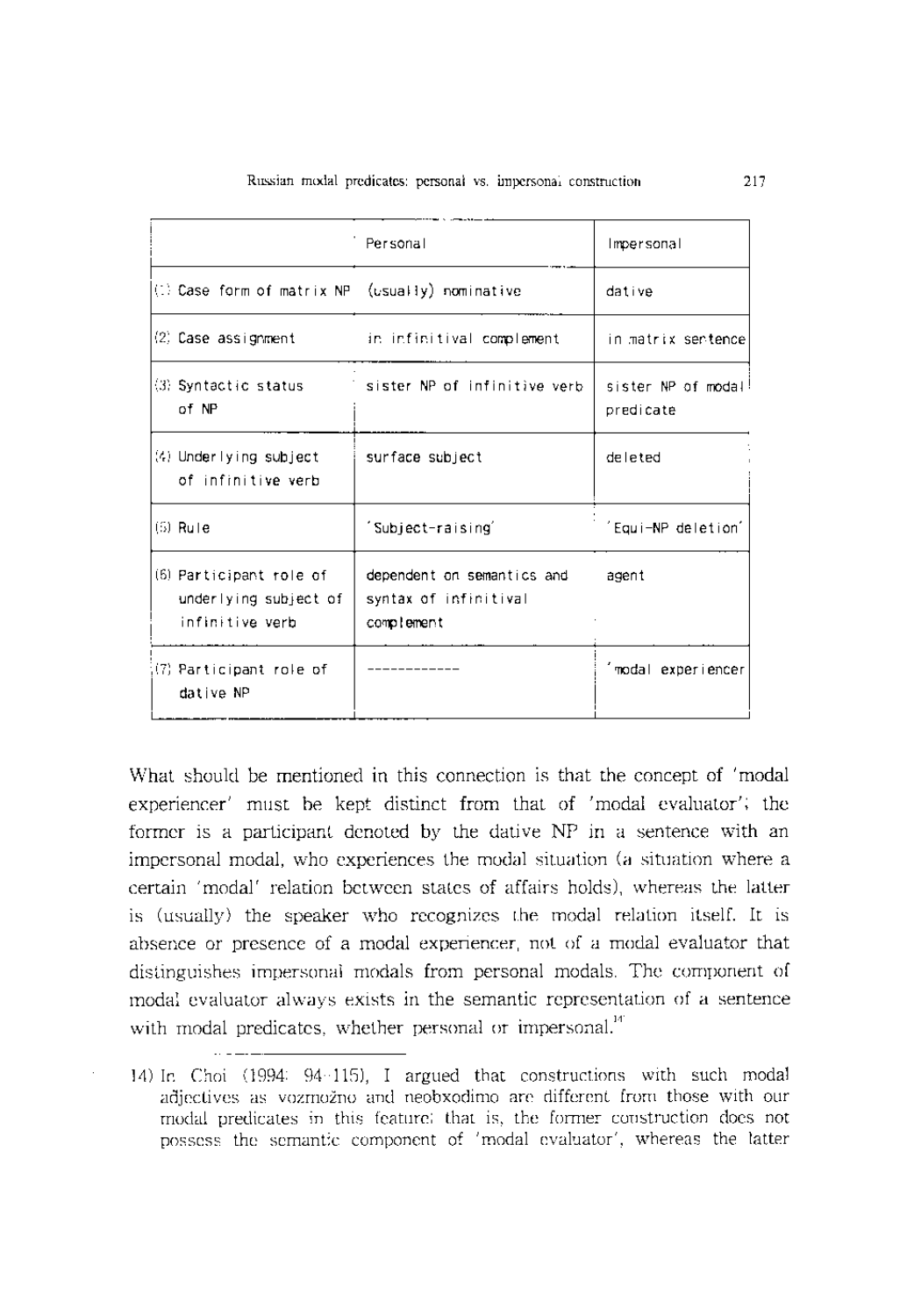| | Personal | Impersonal |
|---|---|---|
| (1) Case form of matrix NP | (usually) nominative | dative |
| (2) Case assignment | in infinitival complement | in matrix sentence |
| (3) Syntactic status of NP | sister NP of infinitive verb | sister NP of modal predicate |
| (4) Underlying subject of infinitive verb | surface subject | deleted |
| (5) Rule | 'Subject-raising' | 'Equi-NP deletion' |
| (6) Participant role of underlying subject of infinitive verb | dependent on semantics and syntax of infinitival complement | agent |
| (7) Participant role of dative NP | ------------ | 'modal experiencer |

What should be mentioned in this connection is that the concept of 'modal experiencer' must be kept distinct from that of 'modal evaluator'; the former is a participant denoted by the dative NP in a sentence with an impersonal modal, who experiences the modal situation (a situation where a certain 'modal' relation between states of affairs holds), whereas the latter is (usually) the speaker who recognizes the modal relation itself. It is absence or presence of a modal experiencer, not of a modal evaluator that distinguishes impersonal modals from personal modals. The component of modal evaluator always exists in the semantic representation of a sentence with modal predicates, whether personal or impersonal.[14]

14) In Choi (1994: 94-115), I argued that constructions with such modal adjectives as vozmožno and neobxodimo are different from those with our modal predicates in this feature; that is, the former construction does not possess the semantic component of 'modal evaluator', whereas the latter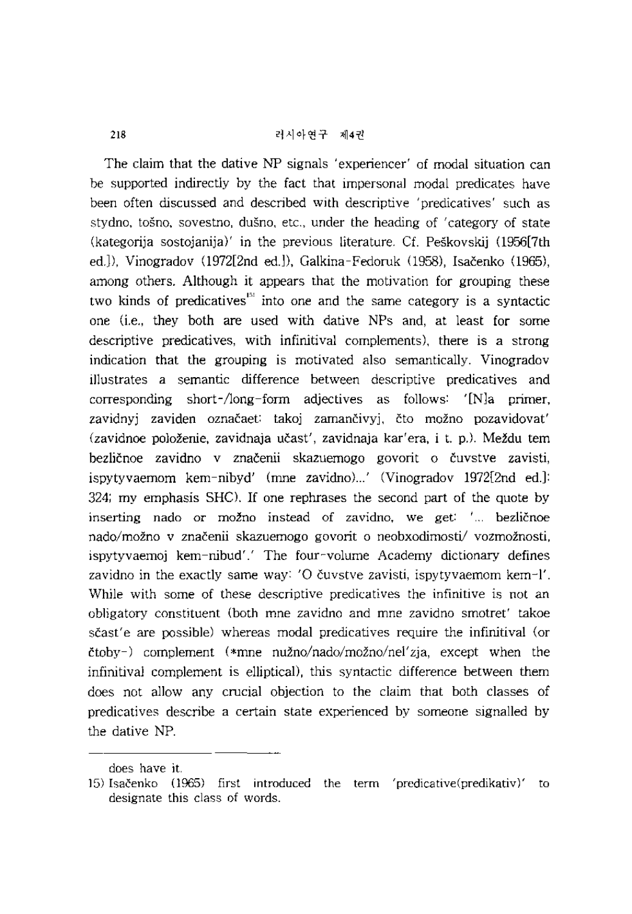The claim that the dative NP signals 'experiencer' of modal situation can be supported indirectly by the fact that impersonal modal predicates have been often discussed and described with descriptive 'predicatives' such as stydno, tošno, sovestno, dušno, etc., under the heading of 'category of state (kategorija sostojanija)' in the previous literature. Cf. Peškovskij (1956[7th ed.]), Vinogradov (1972[2nd ed.]), Galkina-Fedoruk (1958), Isačenko (1965), among others. Although it appears that the motivation for grouping these two kinds of predicatives[15] into one and the same category is a syntactic one (i.e., they both are used with dative NPs and, at least for some descriptive predicatives, with infinitival complements), there is a strong indication that the grouping is motivated also semantically. Vinogradov illustrates a semantic difference between descriptive predicatives and corresponding short-/long-form adjectives as follows: '[N]a primer, zavidnyj zaviden označaet: takoj zamančivyj, čto možno pozavidovat' (zavidnoe položenie, zavidnaja učast', zavidnaja kar'era, i t. p.). Meždu tem bezličnoe zavidno v značenii skazuemogo govorit o čuvstve zavisti, ispytyvaemom kem-nibyd' (mne zavidno)...' (Vinogradov 1972[2nd ed.]: 324; my emphasis SHC). If one rephrases the second part of the quote by inserting nado or možno instead of zavidno, we get: '... bezličnoe nado/možno v značenii skazuemogo govorit o neobxodimosti/ vozmožnosti, ispytyvaemoj kem-nibud'.' The four-volume Academy dictionary defines zavidno in the exactly same way: 'O čuvstve zavisti, ispytyvaemom kem-l'. While with some of these descriptive predicatives the infinitive is not an obligatory constituent (both mne zavidno and mne zavidno smotret' takoe sčast'e are possible) whereas modal predicatives require the infinitival (or čtoby-) complement (*mne nužno/nado/možno/nel'zja, except when the infinitival complement is elliptical), this syntactic difference between them does not allow any crucial objection to the claim that both classes of predicatives describe a certain state experienced by someone signalled by the dative NP.

---

does have it.

15) Isačenko (1965) first introduced the term 'predicative(predikativ)' to designate this class of words.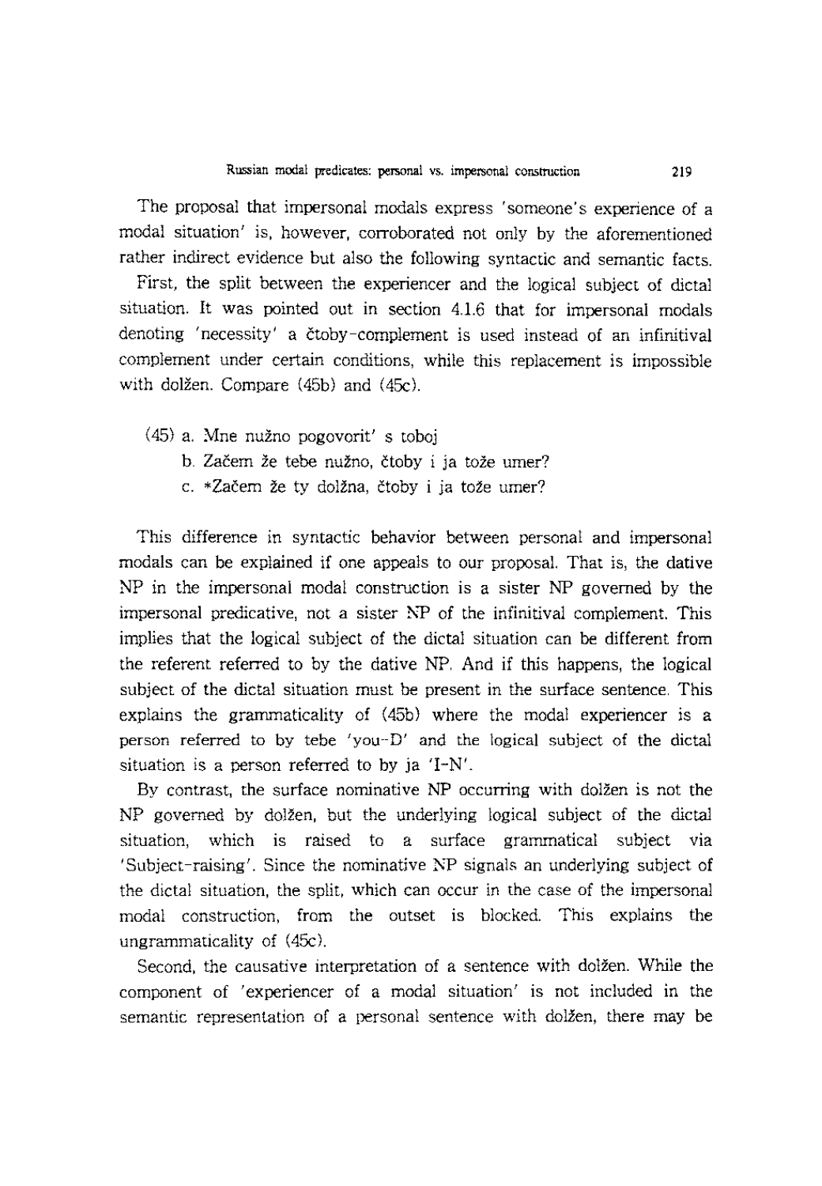The proposal that impersonal modals express 'someone's experience of a modal situation' is, however, corroborated not only by the aforementioned rather indirect evidence but also the following syntactic and semantic facts.

First, the split between the experiencer and the logical subject of dictal situation. It was pointed out in section 4.1.6 that for impersonal modals denoting 'necessity' a čtoby-complement is used instead of an infinitival complement under certain conditions, while this replacement is impossible with dolžen. Compare (45b) and (45c).

(45) a. Mne nužno pogovorit' s toboj
 b. Začem že tebe nužno, čtoby i ja tože umer?
 c. *Začem že ty dolžna, čtoby i ja tože umer?

This difference in syntactic behavior between personal and impersonal modals can be explained if one appeals to our proposal. That is, the dative NP in the impersonal modal construction is a sister NP governed by the impersonal predicative, not a sister NP of the infinitival complement. This implies that the logical subject of the dictal situation can be different from the referent referred to by the dative NP. And if this happens, the logical subject of the dictal situation must be present in the surface sentence. This explains the grammaticality of (45b) where the modal experiencer is a person referred to by tebe 'you-D' and the logical subject of the dictal situation is a person referred to by ja 'I-N'.

By contrast, the surface nominative NP occurring with dolžen is not the NP governed by dolžen, but the underlying logical subject of the dictal situation, which is raised to a surface grammatical subject via 'Subject-raising'. Since the nominative NP signals an underlying subject of the dictal situation, the split, which can occur in the case of the impersonal modal construction, from the outset is blocked. This explains the ungrammaticality of (45c).

Second, the causative interpretation of a sentence with dolžen. While the component of 'experiencer of a modal situation' is not included in the semantic representation of a personal sentence with dolžen, there may be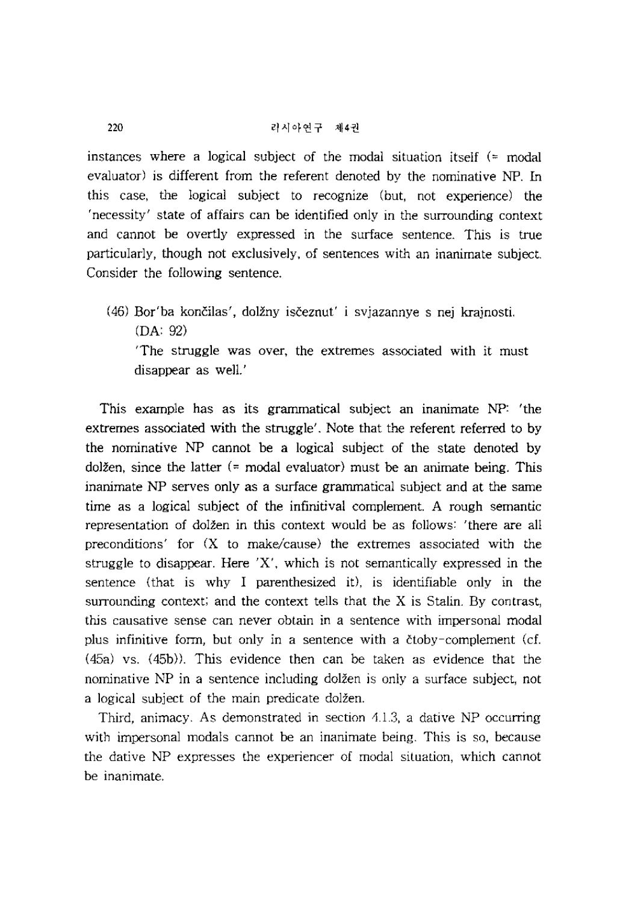instances where a logical subject of the modal situation itself (= modal evaluator) is different from the referent denoted by the nominative NP. In this case, the logical subject to recognize (but, not experience) the 'necessity' state of affairs can be identified only in the surrounding context and cannot be overtly expressed in the surface sentence. This is true particularly, though not exclusively, of sentences with an inanimate subject. Consider the following sentence.

(46) Bor'ba končilas', dolžny isčeznut' i svjazannye s nej krajnosti. (DA: 92)
'The struggle was over, the extremes associated with it must disappear as well.'

This example has as its grammatical subject an inanimate NP: 'the extremes associated with the struggle'. Note that the referent referred to by the nominative NP cannot be a logical subject of the state denoted by dolžen, since the latter (= modal evaluator) must be an animate being. This inanimate NP serves only as a surface grammatical subject and at the same time as a logical subject of the infinitival complement. A rough semantic representation of dolžen in this context would be as follows: 'there are all preconditions' for (X to make/cause) the extremes associated with the struggle to disappear. Here 'X', which is not semantically expressed in the sentence (that is why I parenthesized it), is identifiable only in the surrounding context; and the context tells that the X is Stalin. By contrast, this causative sense can never obtain in a sentence with impersonal modal plus infinitive form, but only in a sentence with a čtoby-complement (cf. (45a) vs. (45b)). This evidence then can be taken as evidence that the nominative NP in a sentence including dolžen is only a surface subject, not a logical subject of the main predicate dolžen.

Third, animacy. As demonstrated in section 4.1.3, a dative NP occurring with impersonal modals cannot be an inanimate being. This is so, because the dative NP expresses the experiencer of modal situation, which cannot be inanimate.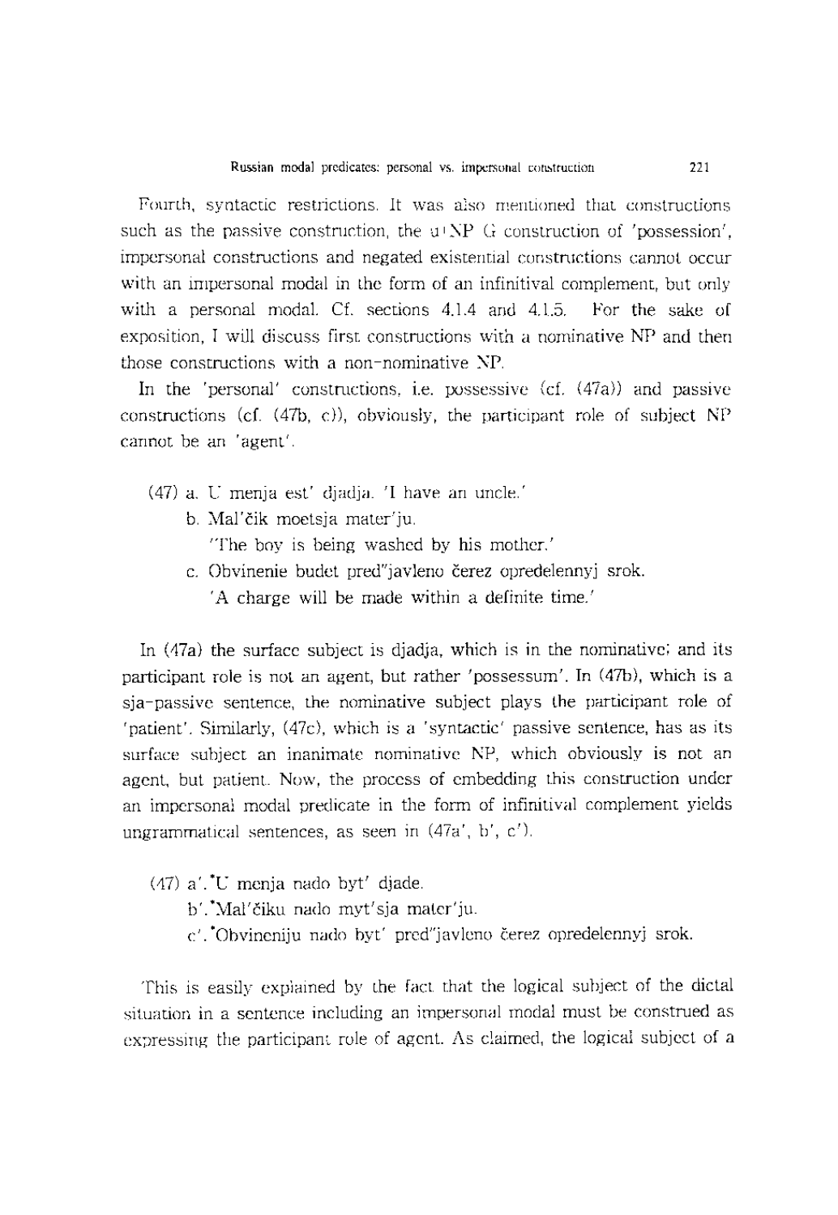Fourth, syntactic restrictions. It was also mentioned that constructions such as the passive construction, the u+NP G construction of 'possession', impersonal constructions and negated existential constructions cannot occur with an impersonal modal in the form of an infinitival complement, but only with a personal modal. Cf. sections 4.1.4 and 4.1.5. For the sake of exposition, I will discuss first constructions with a nominative NP and then those constructions with a non-nominative NP.

In the 'personal' constructions, i.e. possessive (cf. (47a)) and passive constructions (cf. (47b, c)), obviously, the participant role of subject NP cannot be an 'agent'.

(47) a. U menja est' djadja. 'I have an uncle.'
 b. Mal'čik moetsja mater'ju.
 'The boy is being washed by his mother.'
 c. Obvinenie budet pred"javleno čerez opredelennyj srok.
 'A charge will be made within a definite time.'

In (47a) the surface subject is djadja, which is in the nominative; and its participant role is not an agent, but rather 'possessum'. In (47b), which is a sja-passive sentence, the nominative subject plays the participant role of 'patient'. Similarly, (47c), which is a 'syntactic' passive sentence, has as its surface subject an inanimate nominative NP, which obviously is not an agent, but patient. Now, the process of embedding this construction under an impersonal modal predicate in the form of infinitival complement yields ungrammatical sentences, as seen in (47a', b', c').

(47) a'. *U menja nado byt' djade.
 b'. *Mal'čiku nado myt'sja mater'ju.
 c'. *Obvineniju nado byt' pred"javleno čerez opredelennyj srok.

This is easily explained by the fact that the logical subject of the dictal situation in a sentence including an impersonal modal must be construed as expressing the participant role of agent. As claimed, the logical subject of a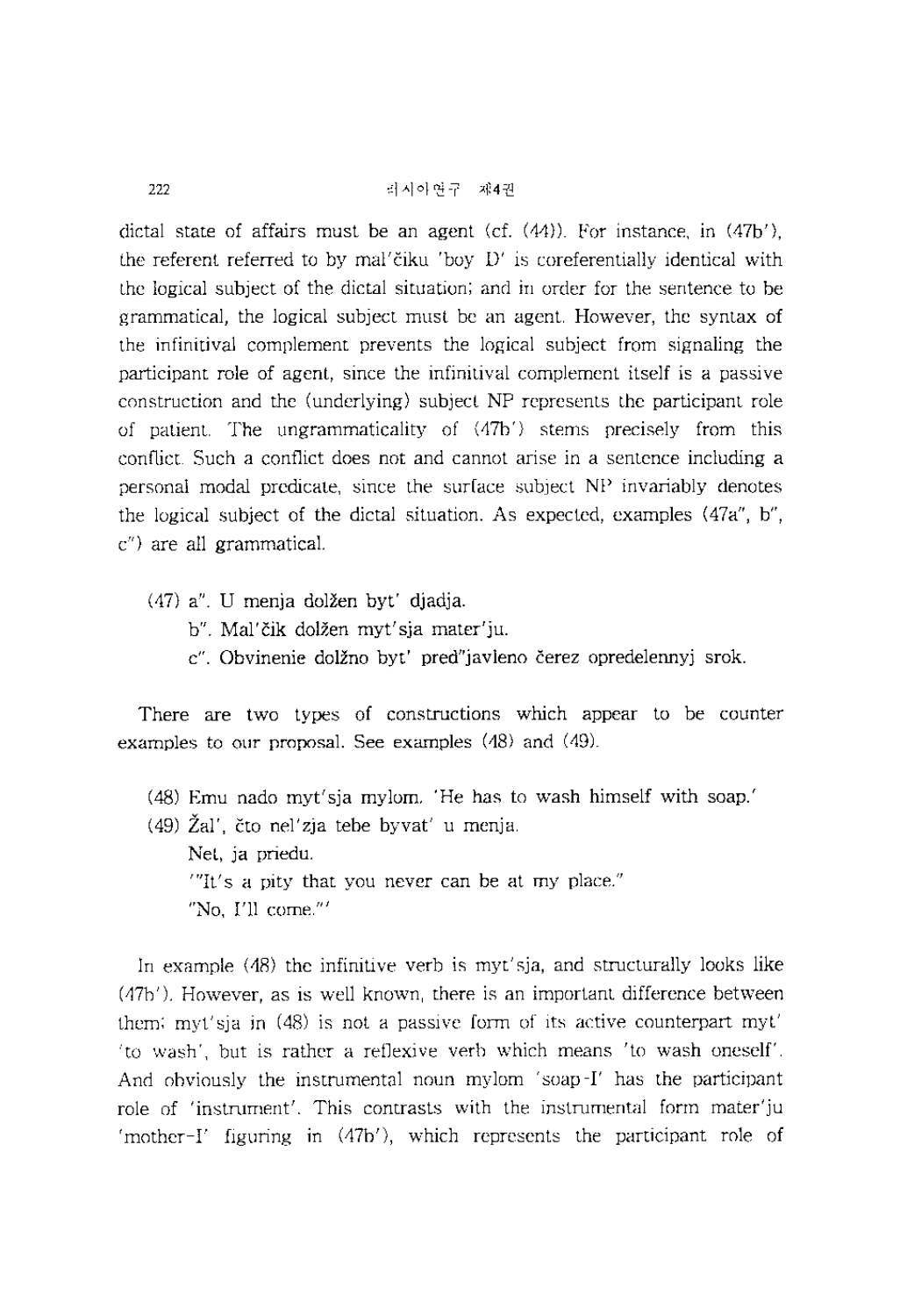dictal state of affairs must be an agent (cf. (44)). For instance, in (47b'), the referent referred to by mal'čiku 'boy D' is coreferentially identical with the logical subject of the dictal situation; and in order for the sentence to be grammatical, the logical subject must be an agent. However, the syntax of the infinitival complement prevents the logical subject from signaling the participant role of agent, since the infinitival complement itself is a passive construction and the (underlying) subject NP represents the participant role of patient. The ungrammaticality of (47b') stems precisely from this conflict. Such a conflict does not and cannot arise in a sentence including a personal modal predicate, since the surface subject NP invariably denotes the logical subject of the dictal situation. As expected, examples (47a", b", c") are all grammatical.

(47) a". U menja dolžen byt' djadja.
  b". Mal'čik dolžen myt'sja mater'ju.
  c". Obvinenie dolžno byt' pred"javleno čerez opredelennyj srok.

There are two types of constructions which appear to be counter examples to our proposal. See examples (48) and (49).

(48) Emu nado myt'sja mylom. 'He has to wash himself with soap.'
(49) Žal', čto nel'zja tebe byvat' u menja.
  Net, ja priedu.
  '"It's a pity that you never can be at my place."
  "No, I'll come."'

In example (48) the infinitive verb is myt'sja, and structurally looks like (47b'). However, as is well known, there is an important difference between them; myt'sja in (48) is not a passive form of its active counterpart myt' 'to wash', but is rather a reflexive verb which means 'to wash oneself'. And obviously the instrumental noun mylom 'soap-I' has the participant role of 'instrument'. This contrasts with the instrumental form mater'ju 'mother-I' figuring in (47b'), which represents the participant role of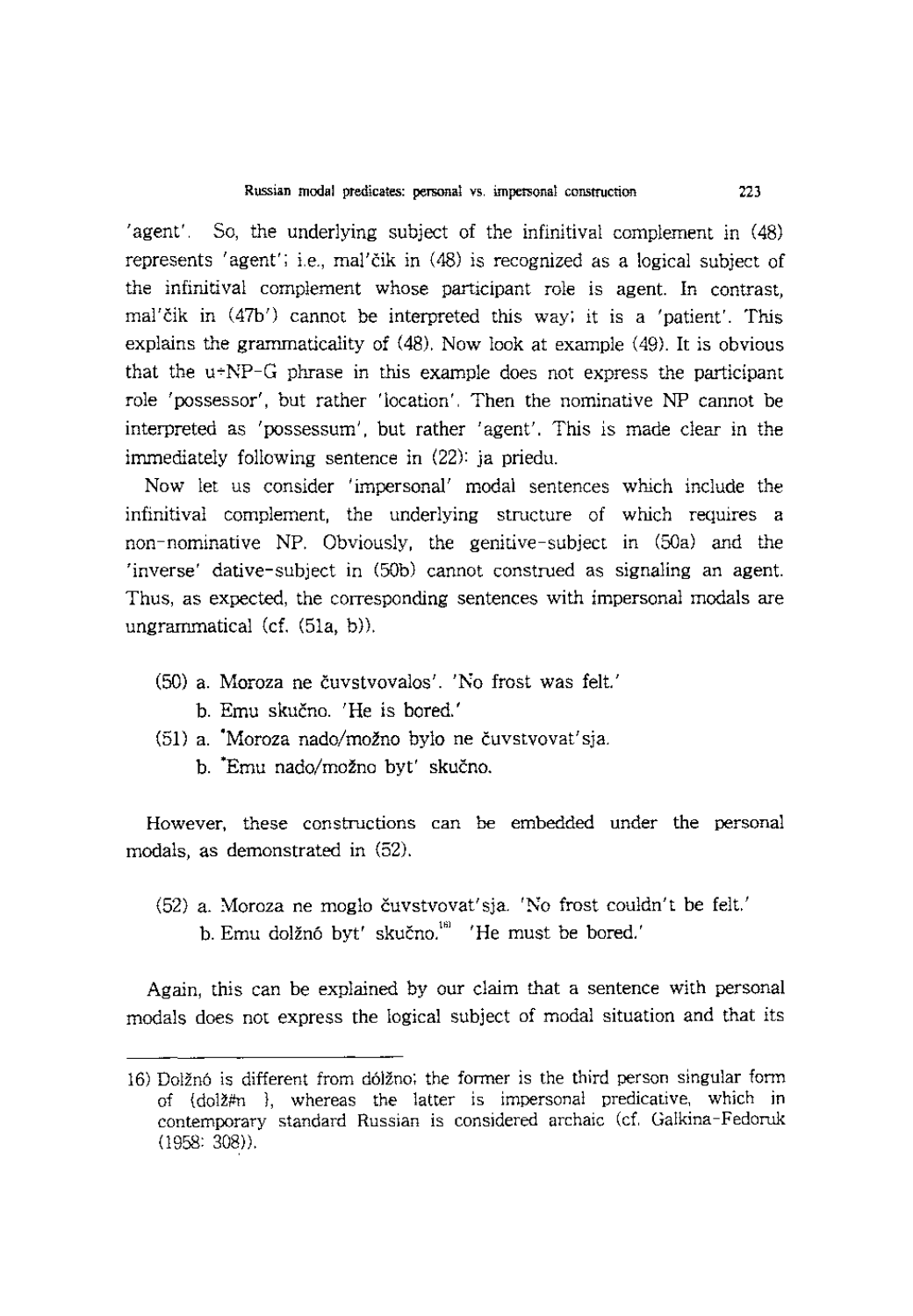'agent'. So, the underlying subject of the infinitival complement in (48) represents 'agent'; i.e., mal'čik in (48) is recognized as a logical subject of the infinitival complement whose participant role is agent. In contrast, mal'čik in (47b') cannot be interpreted this way; it is a 'patient'. This explains the grammaticality of (48). Now look at example (49). It is obvious that the u+NP-G phrase in this example does not express the participant role 'possessor', but rather 'location'. Then the nominative NP cannot be interpreted as 'possessum', but rather 'agent'. This is made clear in the immediately following sentence in (22): ja priedu.

Now let us consider 'impersonal' modal sentences which include the infinitival complement, the underlying structure of which requires a non-nominative NP. Obviously, the genitive-subject in (50a) and the 'inverse' dative-subject in (50b) cannot construed as signaling an agent. Thus, as expected, the corresponding sentences with impersonal modals are ungrammatical (cf. (51a, b)).

(50) a. Moroza ne čuvstvovalos'. 'No frost was felt.'
    b. Emu skučno. 'He is bored.'

(51) a. *Moroza nado/možno bylo ne čuvstvovat'sja.
    b. *Emu nado/možno byt' skučno.

However, these constructions can be embedded under the personal modals, as demonstrated in (52).

(52) a. Moroza ne moglo čuvstvovat'sja. 'No frost couldn't be felt.'
    b. Emu dolžnó byt' skučno.[16] 'He must be bored.'

Again, this can be explained by our claim that a sentence with personal modals does not express the logical subject of modal situation and that its

---

16) Dolžnó is different from dólžno; the former is the third person singular form of {dolž#n }, whereas the latter is impersonal predicative, which in contemporary standard Russian is considered archaic (cf. Galkina-Fedoruk (1958: 308)).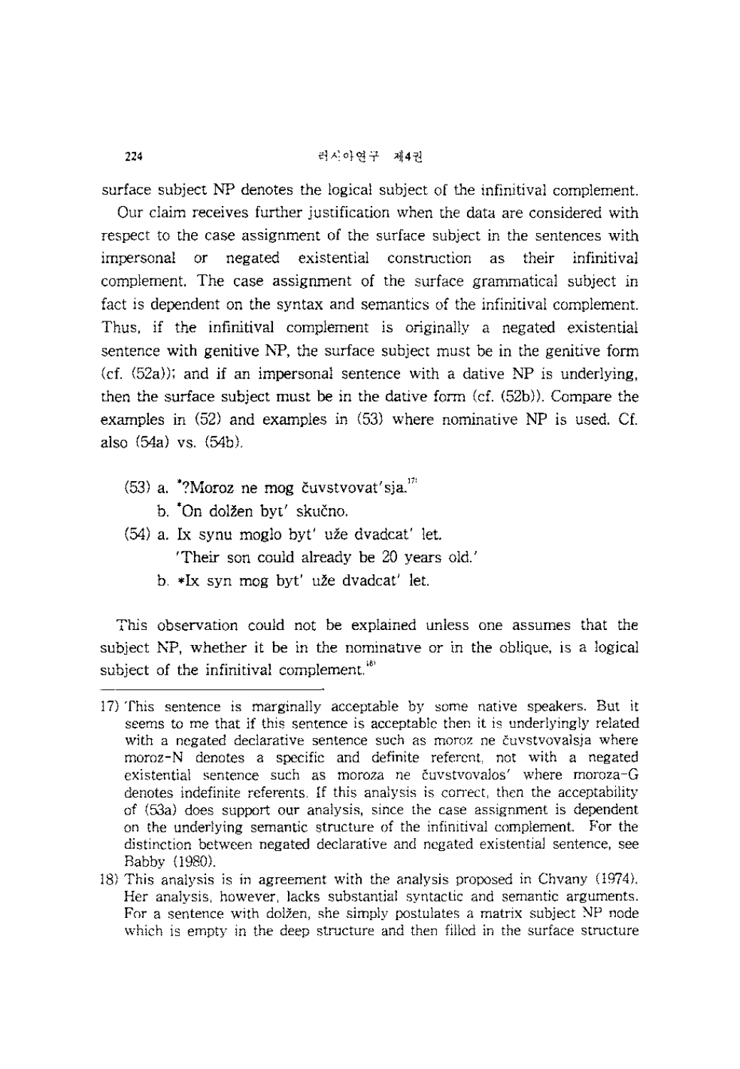surface subject NP denotes the logical subject of the infinitival complement.

Our claim receives further justification when the data are considered with respect to the case assignment of the surface subject in the sentences with impersonal or negated existential construction as their infinitival complement. The case assignment of the surface grammatical subject in fact is dependent on the syntax and semantics of the infinitival complement. Thus, if the infinitival complement is originally a negated existential sentence with genitive NP, the surface subject must be in the genitive form (cf. (52a)); and if an impersonal sentence with a dative NP is underlying, then the surface subject must be in the dative form (cf. (52b)). Compare the examples in (52) and examples in (53) where nominative NP is used. Cf. also (54a) vs. (54b).

(53) a. *?Moroz ne mog čuvstvovat'sja.[17]

b. *On dolžen byt' skučno.

(54) a. Ix synu moglo byt' uže dvadcat' let.

'Their son could already be 20 years old.'

b. *Ix syn mog byt' uže dvadcat' let.

This observation could not be explained unless one assumes that the subject NP, whether it be in the nominative or in the oblique, is a logical subject of the infinitival complement.[18]

---

17) This sentence is marginally acceptable by some native speakers. But it seems to me that if this sentence is acceptable then it is underlyingly related with a negated declarative sentence such as moroz ne čuvstvovalsja where moroz-N denotes a specific and definite referent, not with a negated existential sentence such as moroza ne čuvstvovalos' where moroza-G denotes indefinite referents. If this analysis is correct, then the acceptability of (53a) does support our analysis, since the case assignment is dependent on the underlying semantic structure of the infinitival complement. For the distinction between negated declarative and negated existential sentence, see Babby (1980).

18) This analysis is in agreement with the analysis proposed in Chvany (1974). Her analysis, however, lacks substantial syntactic and semantic arguments. For a sentence with dolžen, she simply postulates a matrix subject NP node which is empty in the deep structure and then filled in the surface structure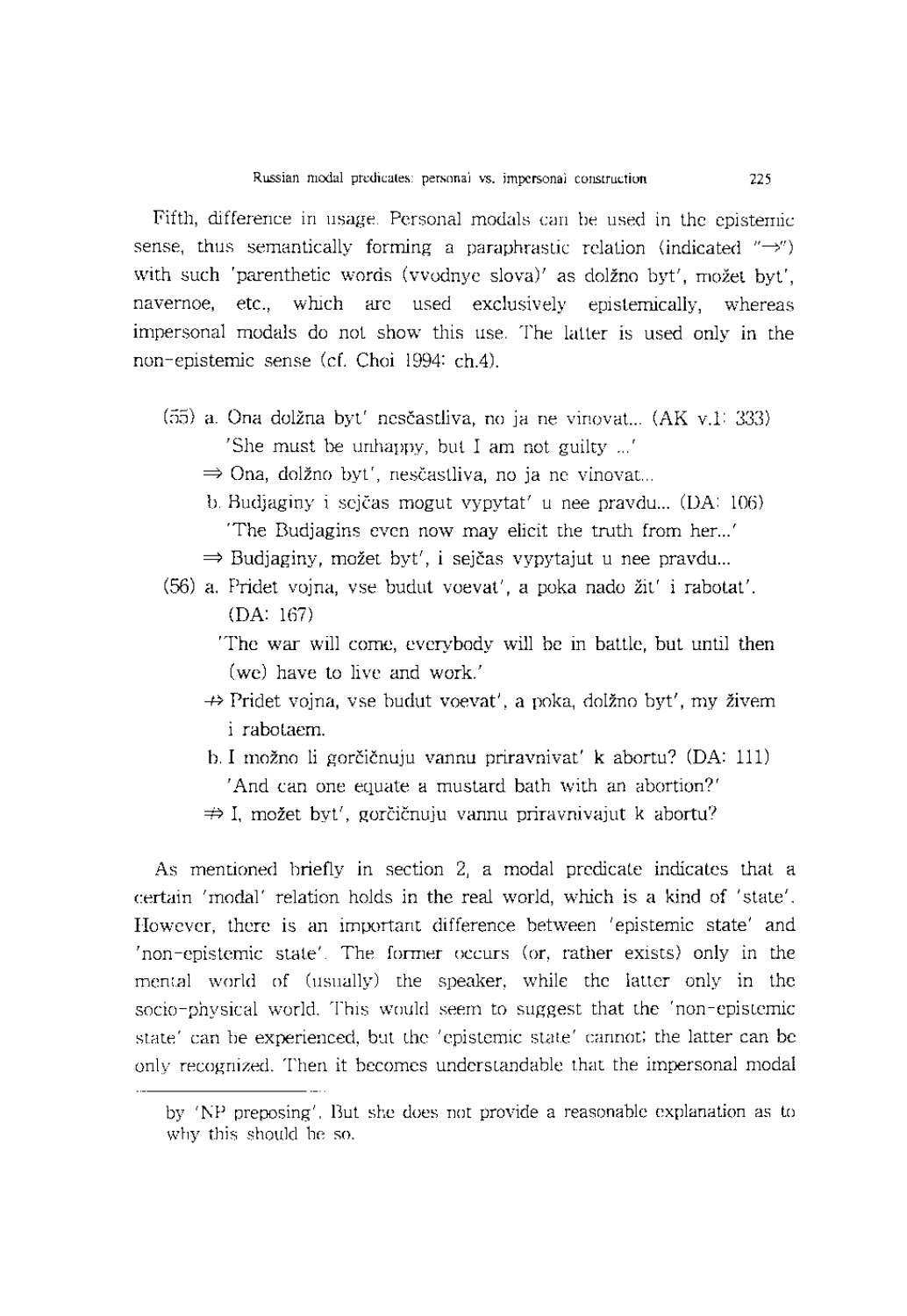Fifth, difference in usage. Personal modals can be used in the epistemic sense, thus semantically forming a paraphrastic relation (indicated "⇒") with such 'parenthetic words (vvodnye slova)' as dolžno byt', možet byt', navernoe, etc., which are used exclusively epistemically, whereas impersonal modals do not show this use. The latter is used only in the non-epistemic sense (cf. Choi 1994: ch.4).

(55) a. Ona dolžna byt' nesčastliva, no ja ne vinovat... (AK v.1: 333)
'She must be unhappy, but I am not guilty ...'
⇒ Ona, dolžno byt', nesčastliva, no ja ne vinovat...

b. Budjaginy i sejčas mogut vypytat' u nee pravdu... (DA: 106)
'The Budjagins even now may elicit the truth from her...'
⇒ Budjaginy, možet byt', i sejčas vypytajut u nee pravdu...

(56) a. Pridet vojna, vse budut voevat', a poka nado žit' i rabotat'. (DA: 167)
'The war will come, everybody will be in battle, but until then (we) have to live and work.'
⇏ Pridet vojna, vse budut voevat', a poka, dolžno byt', my živem i rabotaem.

b. I možno li gorčičnuju vannu priravnivat' k abortu? (DA: 111)
'And can one equate a mustard bath with an abortion?'
⇏ I, možet byt', gorčičnuju vannu priravnivajut k abortu?

As mentioned briefly in section 2, a modal predicate indicates that a certain 'modal' relation holds in the real world, which is a kind of 'state'. However, there is an important difference between 'epistemic state' and 'non-epistemic state'. The former occurs (or, rather exists) only in the mental world of (usually) the speaker, while the latter only in the socio-physical world. This would seem to suggest that the 'non-epistemic state' can be experienced, but the 'epistemic state' cannot; the latter can be only recognized. Then it becomes understandable that the impersonal modal

---

by 'NP preposing'. But she does not provide a reasonable explanation as to why this should be so.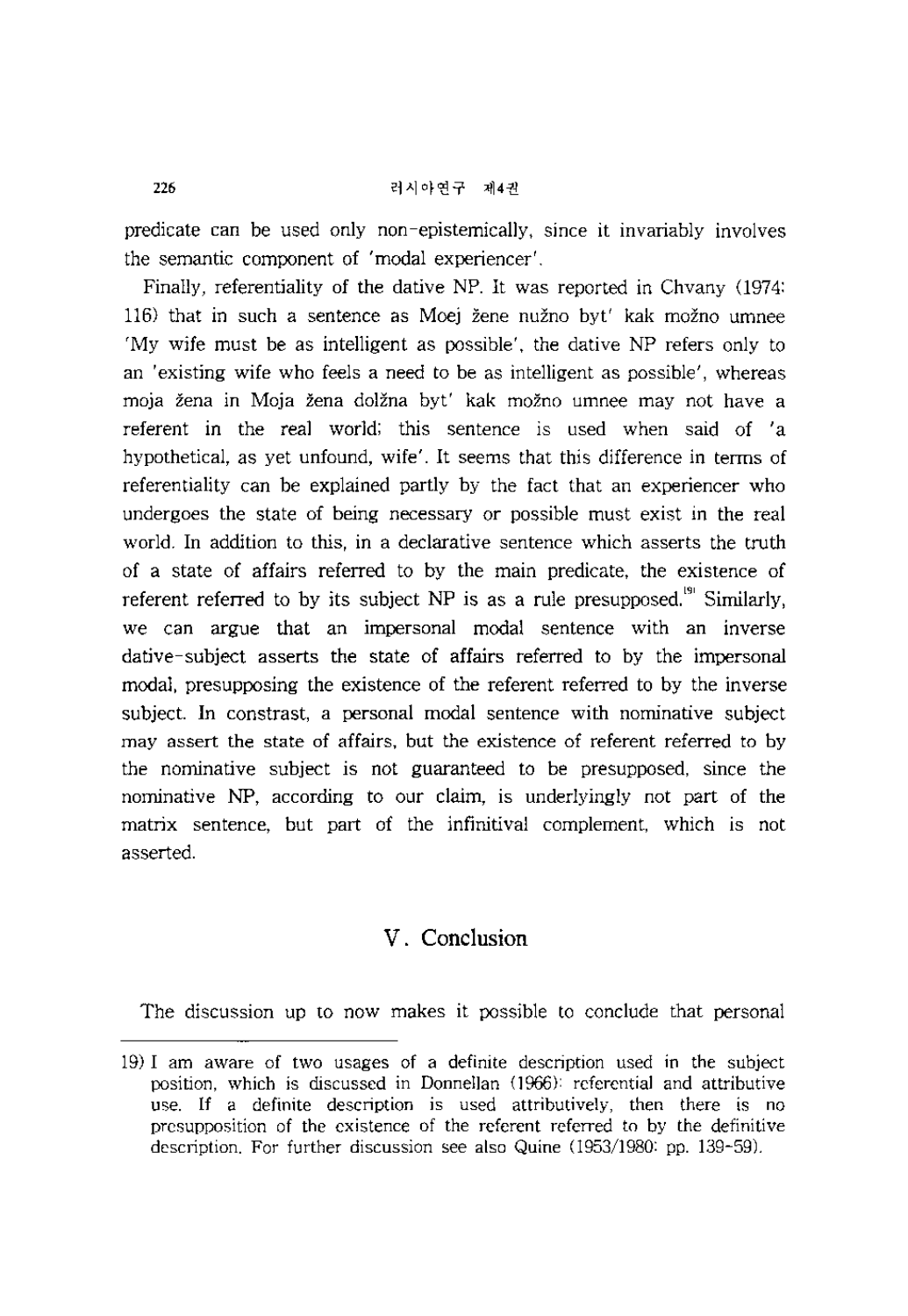predicate can be used only non-epistemically, since it invariably involves the semantic component of 'modal experiencer'.

Finally, referentiality of the dative NP. It was reported in Chvany (1974: 116) that in such a sentence as Moej žene nužno byt' kak možno umnee 'My wife must be as intelligent as possible', the dative NP refers only to an 'existing wife who feels a need to be as intelligent as possible', whereas moja žena in Moja žena dolžna byt' kak možno umnee may not have a referent in the real world; this sentence is used when said of 'a hypothetical, as yet unfound, wife'. It seems that this difference in terms of referentiality can be explained partly by the fact that an experiencer who undergoes the state of being necessary or possible must exist in the real world. In addition to this, in a declarative sentence which asserts the truth of a state of affairs referred to by the main predicate, the existence of referent referred to by its subject NP is as a rule presupposed.[19] Similarly, we can argue that an impersonal modal sentence with an inverse dative-subject asserts the state of affairs referred to by the impersonal modal, presupposing the existence of the referent referred to by the inverse subject. In constrast, a personal modal sentence with nominative subject may assert the state of affairs, but the existence of referent referred to by the nominative subject is not guaranteed to be presupposed, since the nominative NP, according to our claim, is underlyingly not part of the matrix sentence, but part of the infinitival complement, which is not asserted.

## V. Conclusion

The discussion up to now makes it possible to conclude that personal

---

19) I am aware of two usages of a definite description used in the subject position, which is discussed in Donnellan (1966): referential and attributive use. If a definite description is used attributively, then there is no presupposition of the existence of the referent referred to by the definitive description. For further discussion see also Quine (1953/1980: pp. 139-59).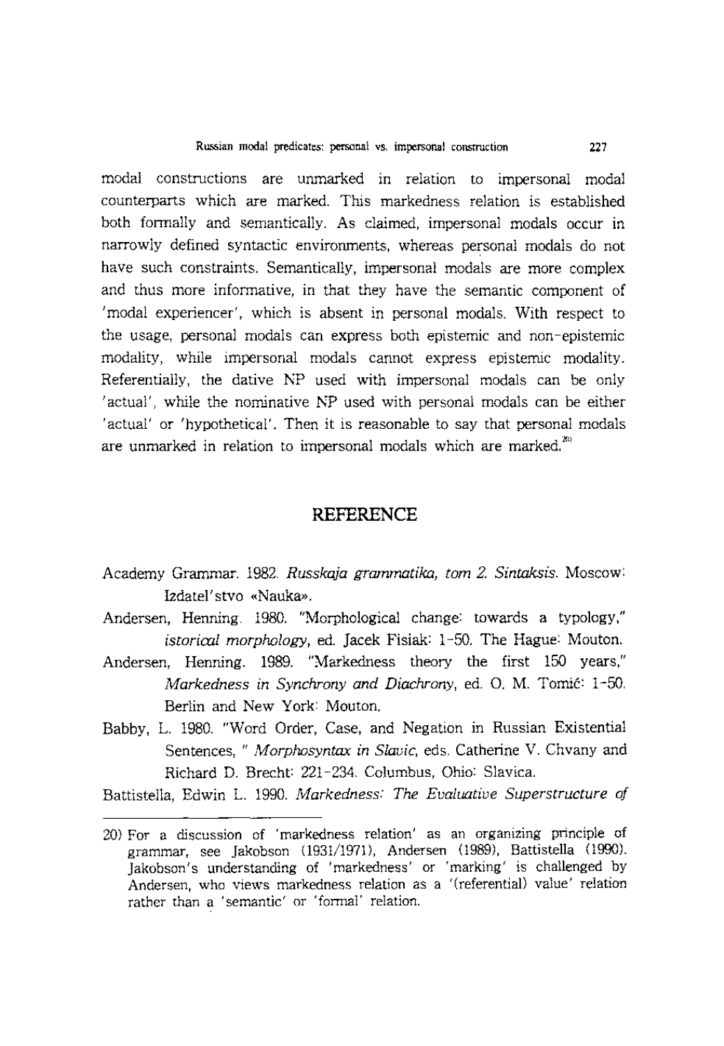modal constructions are unmarked in relation to impersonal modal counterparts which are marked. This markedness relation is established both formally and semantically. As claimed, impersonal modals occur in narrowly defined syntactic environments, whereas personal modals do not have such constraints. Semantically, impersonal modals are more complex and thus more informative, in that they have the semantic component of 'modal experiencer', which is absent in personal modals. With respect to the usage, personal modals can express both epistemic and non-epistemic modality, while impersonal modals cannot express epistemic modality. Referentially, the dative NP used with impersonal modals can be only 'actual', while the nominative NP used with personal modals can be either 'actual' or 'hypothetical'. Then it is reasonable to say that personal modals are unmarked in relation to impersonal modals which are marked.[20]

## REFERENCE

Academy Grammar. 1982. *Russkaja grammatika, tom 2. Sintaksis*. Moscow: Izdatel'stvo «Nauka».

Andersen, Henning. 1980. "Morphological change: towards a typology," *istorical morphology*, ed. Jacek Fisiak: 1-50. The Hague: Mouton.

Andersen, Henning. 1989. "Markedness theory the first 150 years," *Markedness in Synchrony and Diachrony*, ed. O. M. Tomić: 1-50. Berlin and New York: Mouton.

Babby, L. 1980. "Word Order, Case, and Negation in Russian Existential Sentences, " *Morphosyntax in Slavic*, eds. Catherine V. Chvany and Richard D. Brecht: 221-234. Columbus, Ohio: Slavica.

Battistella, Edwin L. 1990. *Markedness: The Evaluative Superstructure of*

---

20) For a discussion of 'markedness relation' as an organizing principle of grammar, see Jakobson (1931/1971), Andersen (1989), Battistella (1990). Jakobson's understanding of 'markedness' or 'marking' is challenged by Andersen, who views markedness relation as a '(referential) value' relation rather than a 'semantic' or 'formal' relation.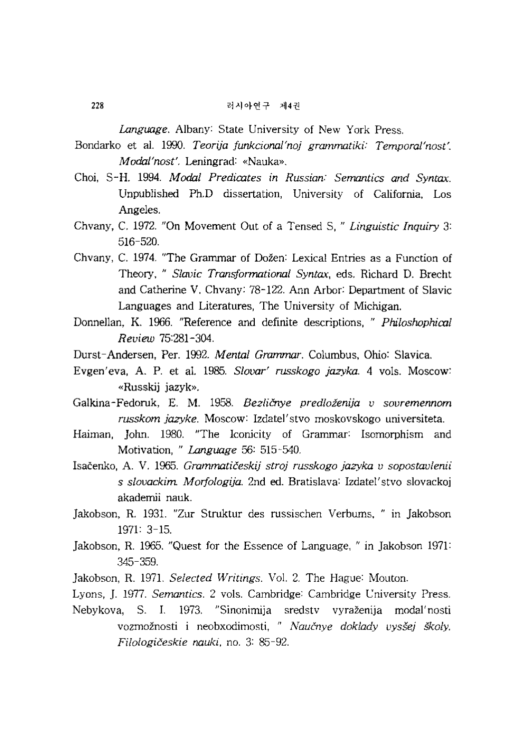*Language*. Albany: State University of New York Press.

Bondarko et al. 1990. *Teorija funkcional'noj grammatiki: Temporal'nost'. Modal'nost'*. Leningrad: «Nauka».

Choi, S-H. 1994. *Modal Predicates in Russian: Semantics and Syntax*. Unpublished Ph.D dissertation, University of California, Los Angeles.

Chvany, C. 1972. "On Movement Out of a Tensed S, " *Linguistic Inquiry* 3: 516-520.

Chvany, C. 1974. "The Grammar of Dožen: Lexical Entries as a Function of Theory, " *Slavic Transformational Syntax*, eds. Richard D. Brecht and Catherine V. Chvany: 78-122. Ann Arbor: Department of Slavic Languages and Literatures, The University of Michigan.

Donnellan, K. 1966. "Reference and definite descriptions, " *Philoshophical Review* 75:281-304.

Durst-Andersen, Per. 1992. *Mental Grammar*. Columbus, Ohio: Slavica.

Evgen'eva, A. P. et al. 1985. *Slovar' russkogo jazyka*. 4 vols. Moscow: «Russkij jazyk».

Galkina-Fedoruk, E. M. 1958. *Bezličnye predloženija v sovremennom russkom jazyke*. Moscow: Izdatel'stvo moskovskogo universiteta.

Haiman, John. 1980. "The Iconicity of Grammar: Isomorphism and Motivation, " *Language* 56: 515-540.

Isačenko, A. V. 1965. *Grammatičeskij stroj russkogo jazyka v sopostavlenii s slovackim. Morfologija*. 2nd ed. Bratislava: Izdatel'stvo slovackoj akademii nauk.

Jakobson, R. 1931. "Zur Struktur des russischen Verbums, " in Jakobson 1971: 3-15.

Jakobson, R. 1965. "Quest for the Essence of Language, " in Jakobson 1971: 345-359.

Jakobson, R. 1971. *Selected Writings*. Vol. 2. The Hague: Mouton.

Lyons, J. 1977. *Semantics*. 2 vols. Cambridge: Cambridge University Press.

Nebykova, S. I. 1973. "Sinonimija sredstv vyraženija modal'nosti vozmožnosti i neobxodimosti, " *Naučnye doklady vysšej školy. Filologičeskie nauki*, no. 3: 85-92.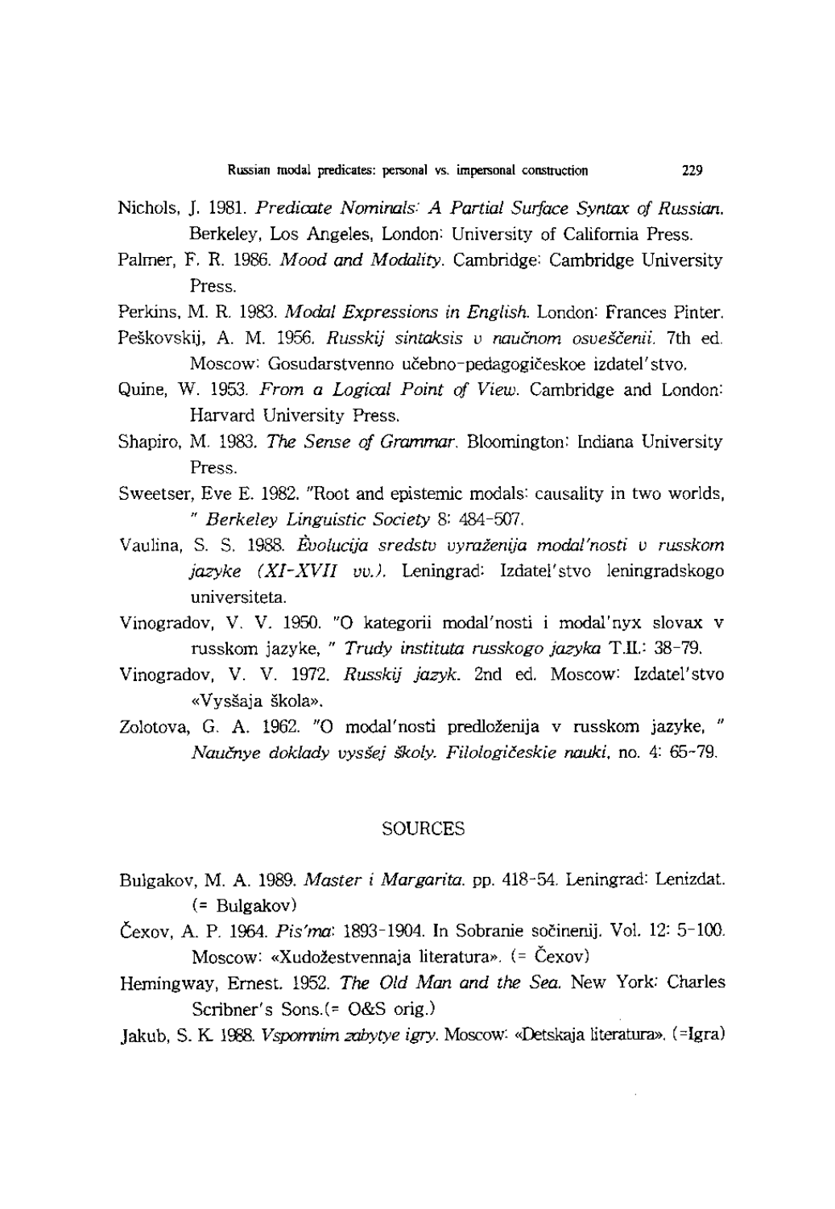Nichols, J. 1981. *Predicate Nominals: A Partial Surface Syntax of Russian*. Berkeley, Los Angeles, London: University of California Press.

Palmer, F. R. 1986. *Mood and Modality*. Cambridge: Cambridge University Press.

Perkins, M. R. 1983. *Modal Expressions in English*. London: Frances Pinter.

Peškovskij, A. M. 1956. *Russkij sintaksis v naučnom osveščenii*. 7th ed. Moscow: Gosudarstvenno učebno-pedagogičeskoe izdatel'stvo.

Quine, W. 1953. *From a Logical Point of View*. Cambridge and London: Harvard University Press.

Shapiro, M. 1983. *The Sense of Grammar*. Bloomington: Indiana University Press.

Sweetser, Eve E. 1982. "Root and epistemic modals: causality in two worlds, " *Berkeley Linguistic Society* 8: 484-507.

Vaulina, S. S. 1988. *Èvolucija sredstv vyraženija modal'nosti v russkom jazyke (XI-XVII vv.)*. Leningrad: Izdatel'stvo leningradskogo universiteta.

Vinogradov, V. V. 1950. "O kategorii modal'nosti i modal'nyx slovax v russkom jazyke, " *Trudy instituta russkogo jazyka* T.II.: 38-79.

Vinogradov, V. V. 1972. *Russkij jazyk*. 2nd ed. Moscow: Izdatel'stvo «Vysšaja škola».

Zolotova, G. A. 1962. "O modal'nosti predloženija v russkom jazyke, " *Naučnye doklady vysšej školy. Filologičeskie nauki*, no. 4: 65-79.

## SOURCES

Bulgakov, M. A. 1989. *Master i Margarita*. pp. 418-54. Leningrad: Lenizdat. (= Bulgakov)

Čexov, A. P. 1964. *Pis'ma*: 1893-1904. In Sobranie sočinenij. Vol. 12: 5-100. Moscow: «Xudožestvennaja literatura». (= Čexov)

Hemingway, Ernest. 1952. *The Old Man and the Sea*. New York: Charles Scribner's Sons.(= O&S orig.)

Jakub, S. K. 1988. *Vspomnim zabytye igry*. Moscow: «Detskaja literatura». (=Igra)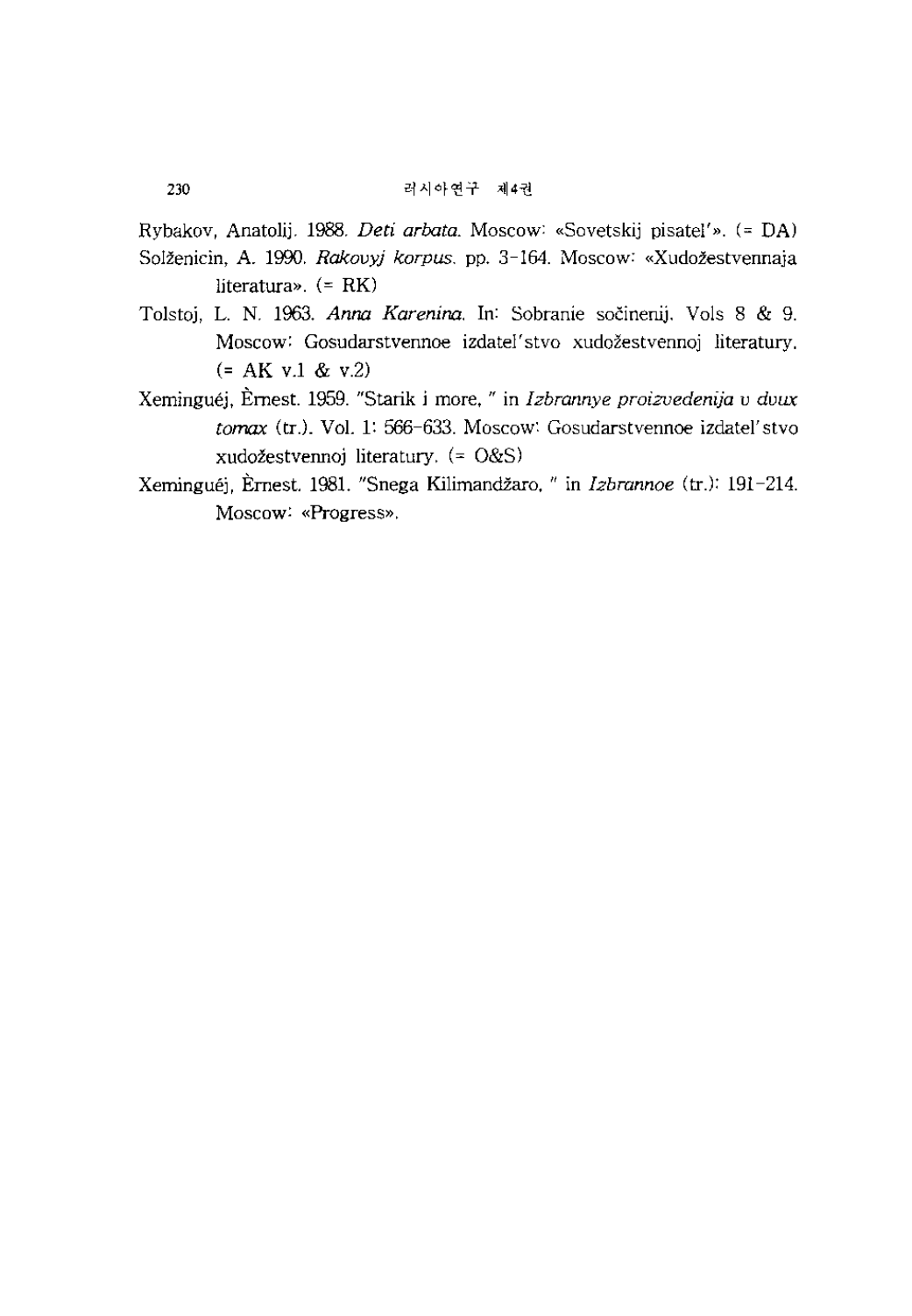Rybakov, Anatolij. 1988. *Deti arbata.* Moscow: «Sovetskij pisatel'». (= DA)

Solženicin, A. 1990. *Rakovyj korpus.* pp. 3-164. Moscow: «Xudožestvennaja literatura». (= RK)

Tolstoj, L. N. 1963. *Anna Karenina.* In: Sobranie sočinenij. Vols 8 & 9. Moscow: Gosudarstvennoe izdatel'stvo xudožestvennoj literatury. (= AK v.1 & v.2)

Xeminguéj, Èrnest. 1959. "Starik i more, " in *Izbrannye proizvedenija v dvux tomax* (tr.). Vol. 1: 566-633. Moscow: Gosudarstvennoe izdatel'stvo xudožestvennoj literatury. (= O&S)

Xeminguéj, Èrnest. 1981. "Snega Kilimandžaro, " in *Izbrannoe* (tr.): 191-214. Moscow: «Progress».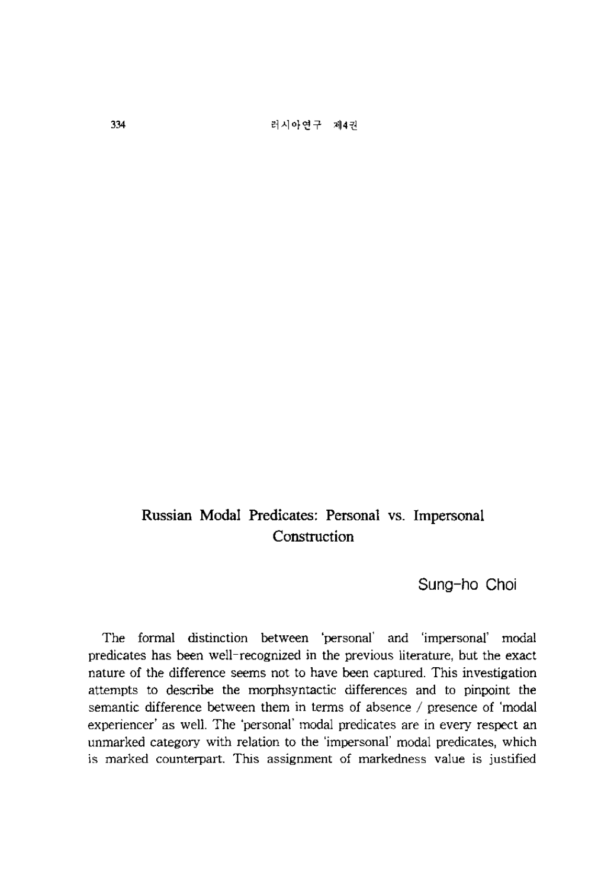## Russian Modal Predicates: Personal vs. Impersonal Construction

Sung-ho Choi

The formal distinction between 'personal' and 'impersonal' modal predicates has been well-recognized in the previous literature, but the exact nature of the difference seems not to have been captured. This investigation attempts to describe the morphsyntactic differences and to pinpoint the semantic difference between them in terms of absence / presence of 'modal experiencer' as well. The 'personal' modal predicates are in every respect an unmarked category with relation to the 'impersonal' modal predicates, which is marked counterpart. This assignment of markedness value is justified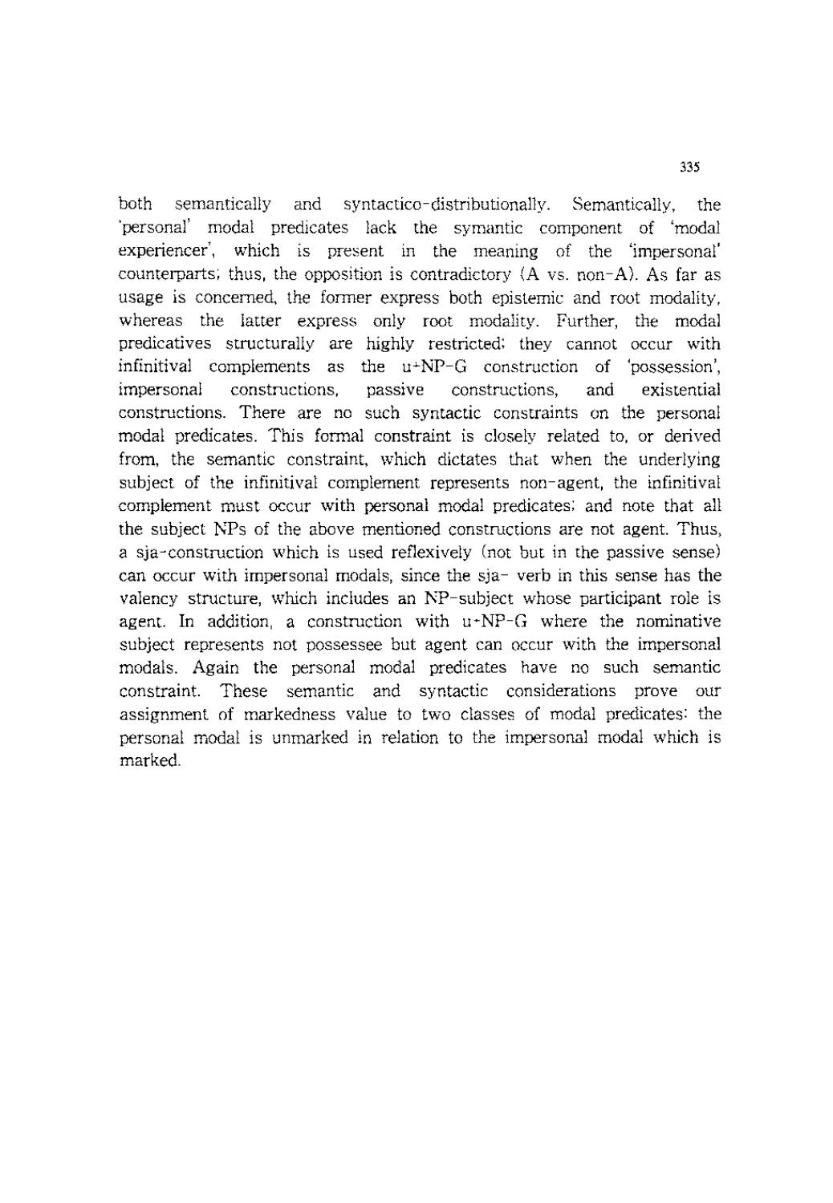both semantically and syntactico-distributionally. Semantically, the 'personal' modal predicates lack the symantic component of 'modal experiencer', which is present in the meaning of the 'impersonal' counterparts; thus, the opposition is contradictory (A vs. non-A). As far as usage is concerned, the former express both epistemic and root modality, whereas the latter express only root modality. Further, the modal predicatives structurally are highly restricted: they cannot occur with infinitival complements as the u+NP-G construction of 'possession', impersonal constructions, passive constructions, and existential constructions. There are no such syntactic constraints on the personal modal predicates. This formal constraint is closely related to, or derived from, the semantic constraint, which dictates that when the underlying subject of the infinitival complement represents non-agent, the infinitival complement must occur with personal modal predicates; and note that all the subject NPs of the above mentioned constructions are not agent. Thus, a sja-construction which is used reflexively (not but in the passive sense) can occur with impersonal modals, since the sja- verb in this sense has the valency structure, which includes an NP-subject whose participant role is agent. In addition, a construction with u+NP-G where the nominative subject represents not possessee but agent can occur with the impersonal modals. Again the personal modal predicates have no such semantic constraint. These semantic and syntactic considerations prove our assignment of markedness value to two classes of modal predicates: the personal modal is unmarked in relation to the impersonal modal which is marked.